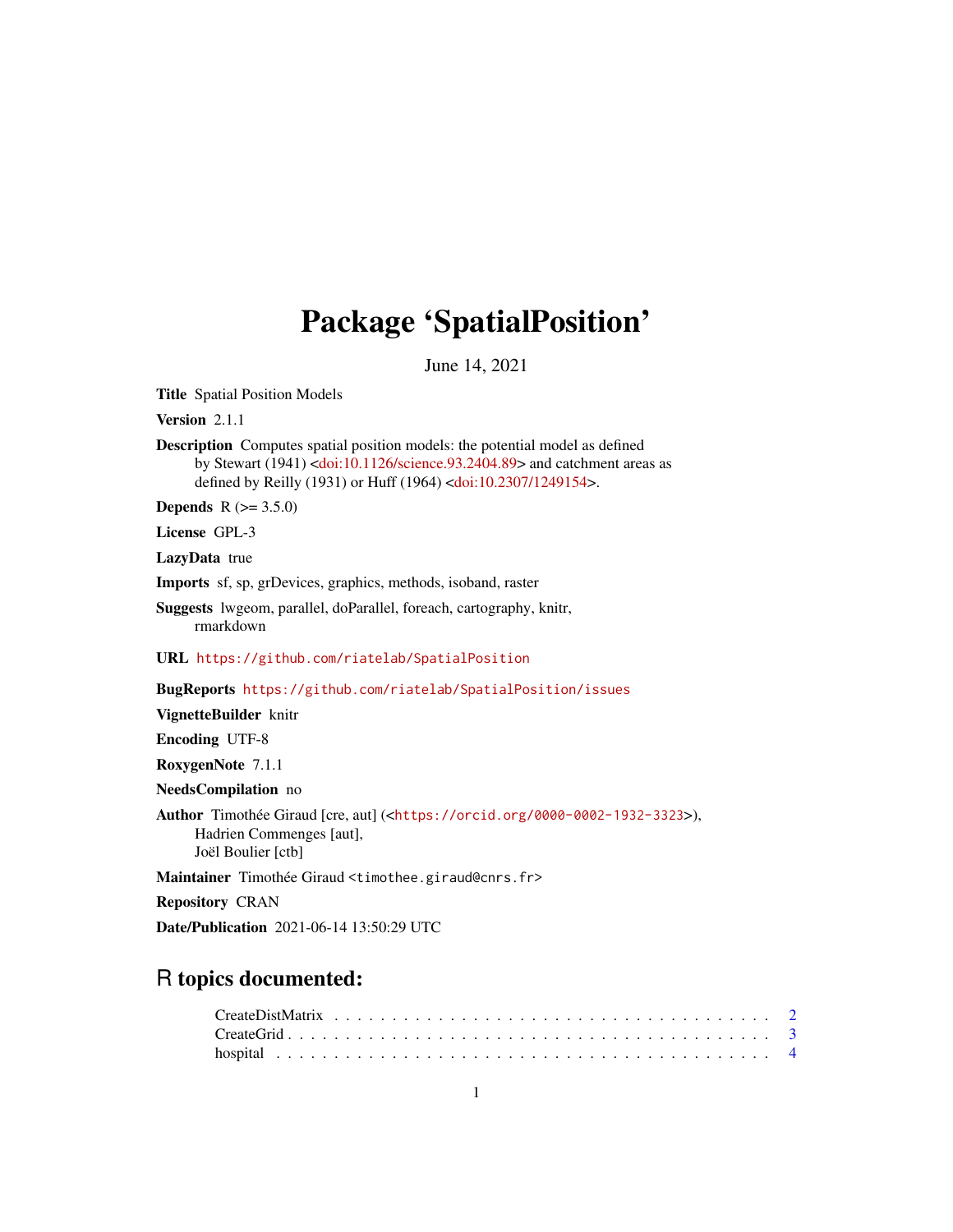# Package 'SpatialPosition'

June 14, 2021

**Title** Spatial Position Models

**Version** 2.1.1

**Description** Computes spatial position models: the potential model as defined by Stewart (1941) <doi:10.1126/science.93.2404.89> and catchment areas as defined by Reilly (1931) or Huff (1964) <doi:10.2307/1249154>.

**Depends** R (>= 3.5.0)

**License** GPL-3

**LazyData** true

**Imports** sf, sp, grDevices, graphics, methods, isoband, raster

**Suggests** lwgeom, parallel, doParallel, foreach, cartography, knitr, rmarkdown

**URL** https://github.com/riatelab/SpatialPosition

**BugReports** https://github.com/riatelab/SpatialPosition/issues

**VignetteBuilder** knitr

**Encoding** UTF-8

**RoxygenNote** 7.1.1

**NeedsCompilation** no

**Author** Timothée Giraud [cre, aut] (<https://orcid.org/0000-0002-1932-3323>), Hadrien Commenges [aut], Joël Boulier [ctb]

**Maintainer** Timothée Giraud <timothee.giraud@cnrs.fr>

**Repository** CRAN

**Date/Publication** 2021-06-14 13:50:29 UTC

## R topics documented:

CreateDistMatrix . . . . . . . . . . . . . . . . . . . . . . . . . . . . . . . . . . . . 2
CreateGrid . . . . . . . . . . . . . . . . . . . . . . . . . . . . . . . . . . . . . . . 3
hospital . . . . . . . . . . . . . . . . . . . . . . . . . . . . . . . . . . . . . . . . 4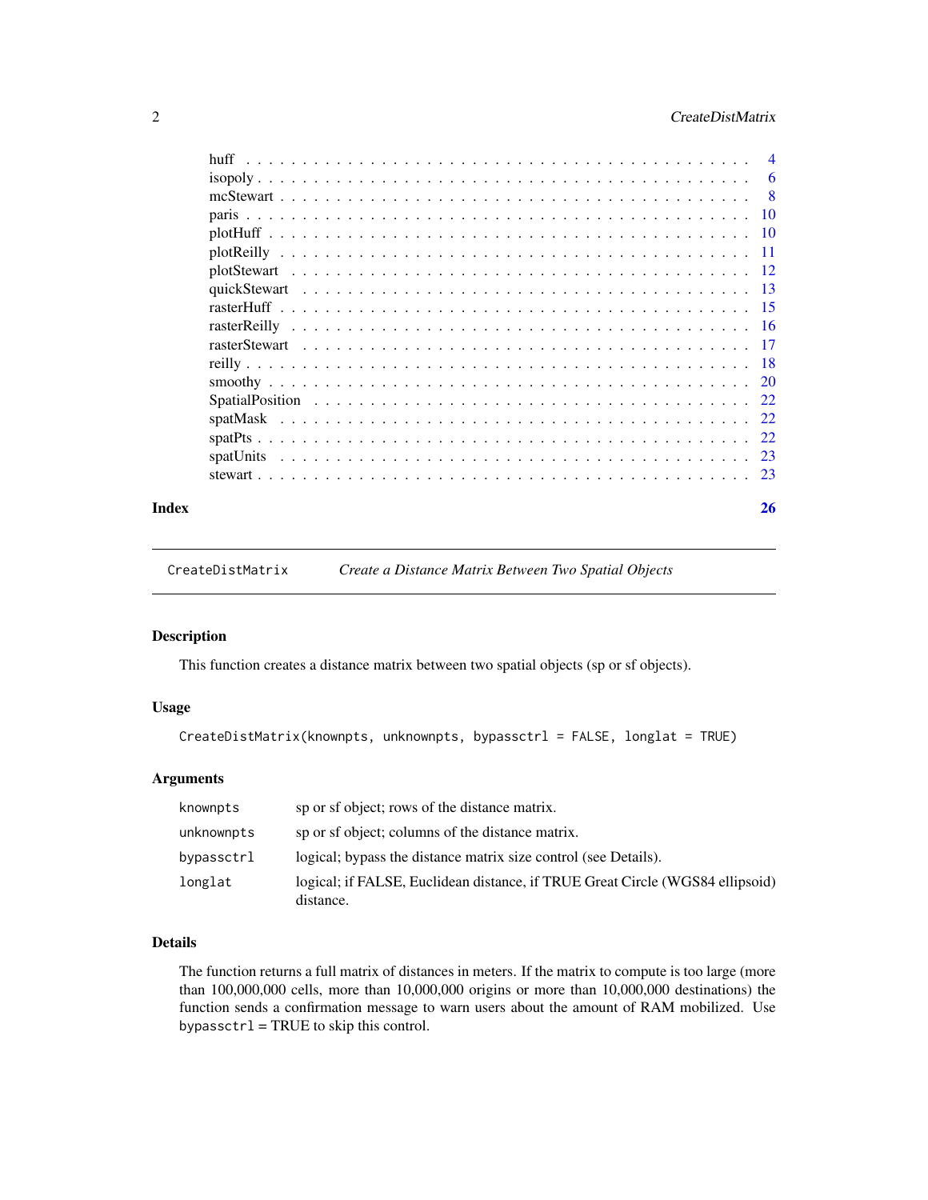huff . . . . . . . . . . . . . . . . . . . . . . . . . . . . . . . . . . . . . . . . 4
isopoly . . . . . . . . . . . . . . . . . . . . . . . . . . . . . . . . . . . . . . . 6
mcStewart . . . . . . . . . . . . . . . . . . . . . . . . . . . . . . . . . . . . . . 8
paris . . . . . . . . . . . . . . . . . . . . . . . . . . . . . . . . . . . . . . . . 10
plotHuff . . . . . . . . . . . . . . . . . . . . . . . . . . . . . . . . . . . . . . 10
plotReilly . . . . . . . . . . . . . . . . . . . . . . . . . . . . . . . . . . . . . 11
plotStewart . . . . . . . . . . . . . . . . . . . . . . . . . . . . . . . . . . . . . 12
quickStewart . . . . . . . . . . . . . . . . . . . . . . . . . . . . . . . . . . . . 13
rasterHuff . . . . . . . . . . . . . . . . . . . . . . . . . . . . . . . . . . . . . 15
rasterReilly . . . . . . . . . . . . . . . . . . . . . . . . . . . . . . . . . . . . 16
rasterStewart . . . . . . . . . . . . . . . . . . . . . . . . . . . . . . . . . . . 17
reilly . . . . . . . . . . . . . . . . . . . . . . . . . . . . . . . . . . . . . . . 18
smoothy . . . . . . . . . . . . . . . . . . . . . . . . . . . . . . . . . . . . . . 20
SpatialPosition . . . . . . . . . . . . . . . . . . . . . . . . . . . . . . . . . . 22
spatMask . . . . . . . . . . . . . . . . . . . . . . . . . . . . . . . . . . . . . . 22
spatPts . . . . . . . . . . . . . . . . . . . . . . . . . . . . . . . . . . . . . . 22
spatUnits . . . . . . . . . . . . . . . . . . . . . . . . . . . . . . . . . . . . . 23
stewart . . . . . . . . . . . . . . . . . . . . . . . . . . . . . . . . . . . . . . 23

**Index** **26**

---

`CreateDistMatrix` *Create a Distance Matrix Between Two Spatial Objects*

---

### Description

This function creates a distance matrix between two spatial objects (sp or sf objects).

### Usage

```
CreateDistMatrix(knownpts, unknownpts, bypassctrl = FALSE, longlat = TRUE)
```

### Arguments

| | |
|---|---|
| `knownpts` | sp or sf object; rows of the distance matrix. |
| `unknownpts` | sp or sf object; columns of the distance matrix. |
| `bypassctrl` | logical; bypass the distance matrix size control (see Details). |
| `longlat` | logical; if FALSE, Euclidean distance, if TRUE Great Circle (WGS84 ellipsoid) distance. |

### Details

The function returns a full matrix of distances in meters. If the matrix to compute is too large (more than 100,000,000 cells, more than 10,000,000 origins or more than 10,000,000 destinations) the function sends a confirmation message to warn users about the amount of RAM mobilized. Use `bypassctrl` = TRUE to skip this control.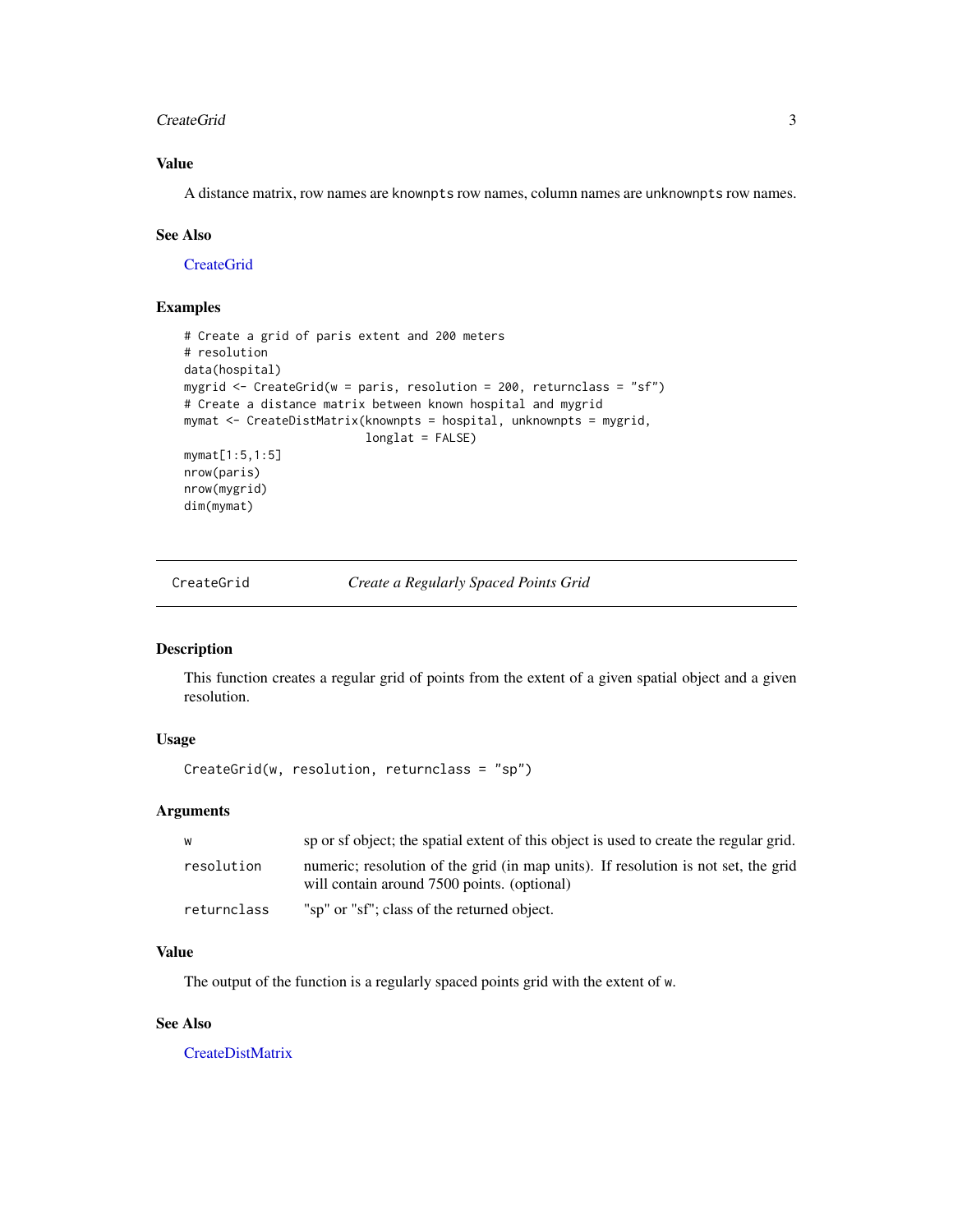### Value

A distance matrix, row names are `knownpts` row names, column names are `unknownpts` row names.

### See Also

CreateGrid

### Examples

```
# Create a grid of paris extent and 200 meters
# resolution
data(hospital)
mygrid <- CreateGrid(w = paris, resolution = 200, returnclass = "sf")
# Create a distance matrix between known hospital and mygrid
mymat <- CreateDistMatrix(knownpts = hospital, unknownpts = mygrid,
                          longlat = FALSE)
mymat[1:5,1:5]
nrow(paris)
nrow(mygrid)
dim(mymat)
```

---

## CreateGrid — *Create a Regularly Spaced Points Grid*

### Description

This function creates a regular grid of points from the extent of a given spatial object and a given resolution.

### Usage

```
CreateGrid(w, resolution, returnclass = "sp")
```

### Arguments

| | |
|---|---|
| `w` | sp or sf object; the spatial extent of this object is used to create the regular grid. |
| `resolution` | numeric; resolution of the grid (in map units). If resolution is not set, the grid will contain around 7500 points. (optional) |
| `returnclass` | "sp" or "sf"; class of the returned object. |

### Value

The output of the function is a regularly spaced points grid with the extent of `w`.

### See Also

CreateDistMatrix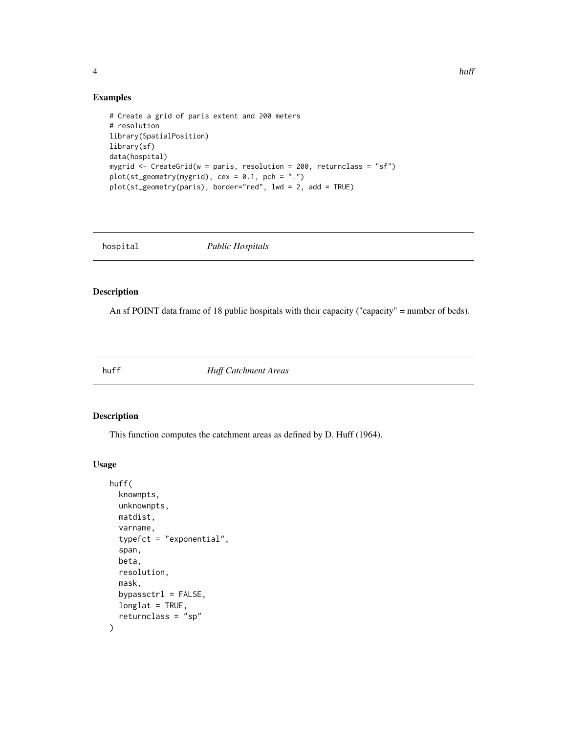## Examples

```
# Create a grid of paris extent and 200 meters
# resolution
library(SpatialPosition)
library(sf)
data(hospital)
mygrid <- CreateGrid(w = paris, resolution = 200, returnclass = "sf")
plot(st_geometry(mygrid), cex = 0.1, pch = ".")
plot(st_geometry(paris), border="red", lwd = 2, add = TRUE)
```

---

# hospital — *Public Hospitals*

---

## Description

An sf POINT data frame of 18 public hospitals with their capacity ("capacity" = number of beds).

---

# huff — *Huff Catchment Areas*

---

## Description

This function computes the catchment areas as defined by D. Huff (1964).

## Usage

```
huff(
  knownpts,
  unknownpts,
  matdist,
  varname,
  typefct = "exponential",
  span,
  beta,
  resolution,
  mask,
  bypassctrl = FALSE,
  longlat = TRUE,
  returnclass = "sp"
)
```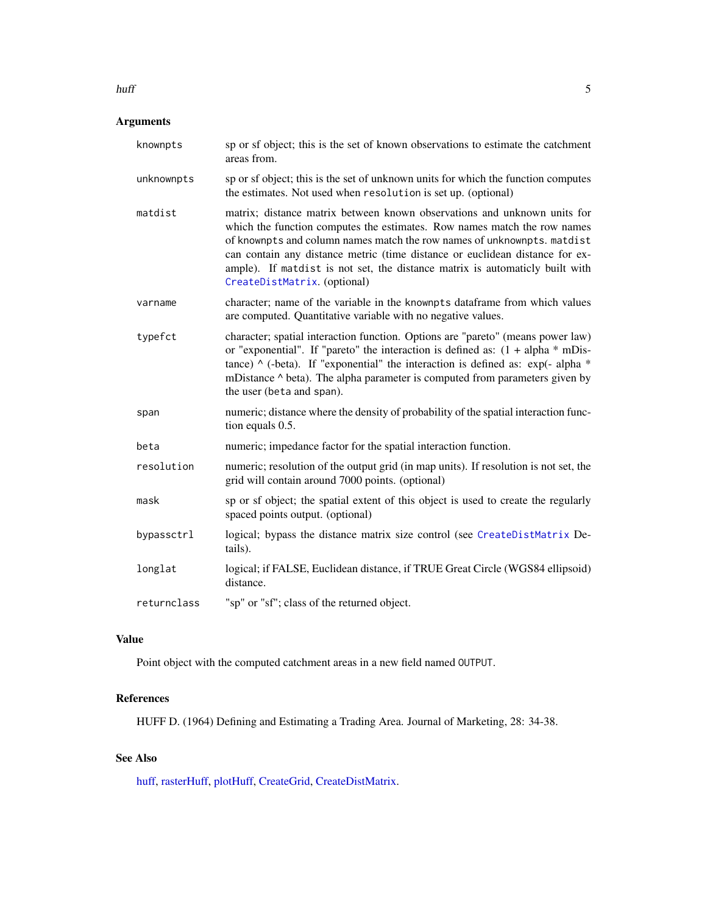## Arguments

| | |
|---|---|
| `knownpts` | sp or sf object; this is the set of known observations to estimate the catchment areas from. |
| `unknownpts` | sp or sf object; this is the set of unknown units for which the function computes the estimates. Not used when `resolution` is set up. (optional) |
| `matdist` | matrix; distance matrix between known observations and unknown units for which the function computes the estimates. Row names match the row names of `knownpts` and column names match the row names of `unknownpts`. `matdist` can contain any distance metric (time distance or euclidean distance for example). If `matdist` is not set, the distance matrix is automaticly built with `CreateDistMatrix`. (optional) |
| `varname` | character; name of the variable in the `knownpts` dataframe from which values are computed. Quantitative variable with no negative values. |
| `typefct` | character; spatial interaction function. Options are "pareto" (means power law) or "exponential". If "pareto" the interaction is defined as: (1 + alpha * mDistance) ^ (-beta). If "exponential" the interaction is defined as: exp(- alpha * mDistance ^ beta). The alpha parameter is computed from parameters given by the user (`beta` and `span`). |
| `span` | numeric; distance where the density of probability of the spatial interaction function equals 0.5. |
| `beta` | numeric; impedance factor for the spatial interaction function. |
| `resolution` | numeric; resolution of the output grid (in map units). If resolution is not set, the grid will contain around 7000 points. (optional) |
| `mask` | sp or sf object; the spatial extent of this object is used to create the regularly spaced points output. (optional) |
| `bypassctrl` | logical; bypass the distance matrix size control (see `CreateDistMatrix` Details). |
| `longlat` | logical; if FALSE, Euclidean distance, if TRUE Great Circle (WGS84 ellipsoid) distance. |
| `returnclass` | "sp" or "sf"; class of the returned object. |

## Value

Point object with the computed catchment areas in a new field named `OUTPUT`.

## References

HUFF D. (1964) Defining and Estimating a Trading Area. Journal of Marketing, 28: 34-38.

## See Also

huff, rasterHuff, plotHuff, CreateGrid, CreateDistMatrix.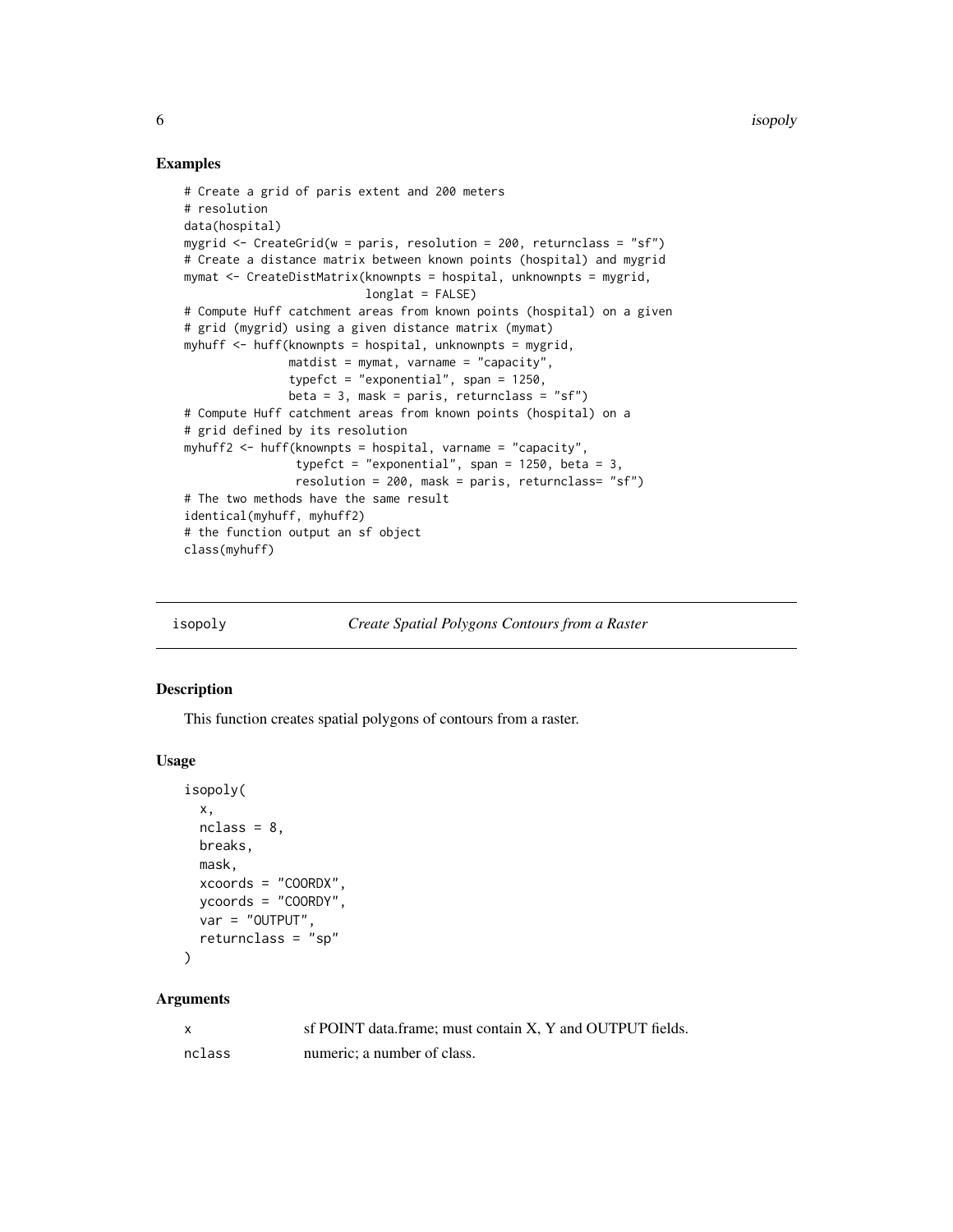## Examples

```
# Create a grid of paris extent and 200 meters
# resolution
data(hospital)
mygrid <- CreateGrid(w = paris, resolution = 200, returnclass = "sf")
# Create a distance matrix between known points (hospital) and mygrid
mymat <- CreateDistMatrix(knownpts = hospital, unknownpts = mygrid,
                          longlat = FALSE)
# Compute Huff catchment areas from known points (hospital) on a given
# grid (mygrid) using a given distance matrix (mymat)
myhuff <- huff(knownpts = hospital, unknownpts = mygrid,
               matdist = mymat, varname = "capacity",
               typefct = "exponential", span = 1250,
               beta = 3, mask = paris, returnclass = "sf")
# Compute Huff catchment areas from known points (hospital) on a
# grid defined by its resolution
myhuff2 <- huff(knownpts = hospital, varname = "capacity",
                typefct = "exponential", span = 1250, beta = 3,
                resolution = 200, mask = paris, returnclass= "sf")
# The two methods have the same result
identical(myhuff, myhuff2)
# the function output an sf object
class(myhuff)
```

---

# isopoly — *Create Spatial Polygons Contours from a Raster*

## Description

This function creates spatial polygons of contours from a raster.

## Usage

```
isopoly(
  x,
  nclass = 8,
  breaks,
  mask,
  xcoords = "COORDX",
  ycoords = "COORDY",
  var = "OUTPUT",
  returnclass = "sp"
)
```

## Arguments

| | |
|---|---|
| x | sf POINT data.frame; must contain X, Y and OUTPUT fields. |
| nclass | numeric; a number of class. |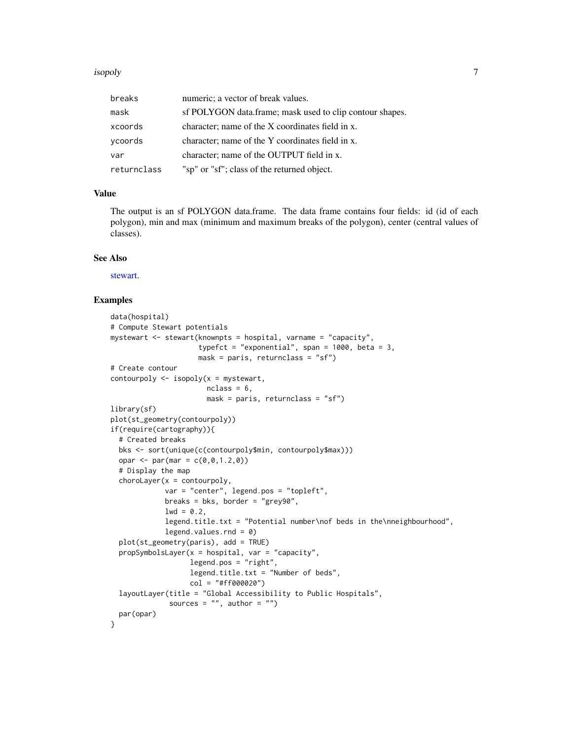| | |
|---|---|
| breaks | numeric; a vector of break values. |
| mask | sf POLYGON data.frame; mask used to clip contour shapes. |
| xcoords | character; name of the X coordinates field in x. |
| ycoords | character; name of the Y coordinates field in x. |
| var | character; name of the OUTPUT field in x. |
| returnclass | "sp" or "sf"; class of the returned object. |

## Value

The output is an sf POLYGON data.frame. The data frame contains four fields: id (id of each polygon), min and max (minimum and maximum breaks of the polygon), center (central values of classes).

## See Also

stewart.

## Examples

```
data(hospital)
# Compute Stewart potentials
mystewart <- stewart(knownpts = hospital, varname = "capacity",
                     typefct = "exponential", span = 1000, beta = 3,
                     mask = paris, returnclass = "sf")
# Create contour
contourpoly <- isopoly(x = mystewart,
                       nclass = 6,
                       mask = paris, returnclass = "sf")
library(sf)
plot(st_geometry(contourpoly))
if(require(cartography)){
  # Created breaks
  bks <- sort(unique(c(contourpoly$min, contourpoly$max)))
  opar <- par(mar = c(0,0,1.2,0))
  # Display the map
  choroLayer(x = contourpoly,
             var = "center", legend.pos = "topleft",
             breaks = bks, border = "grey90",
             lwd = 0.2,
             legend.title.txt = "Potential number\nof beds in the\nneighbourhood",
             legend.values.rnd = 0)
  plot(st_geometry(paris), add = TRUE)
  propSymbolsLayer(x = hospital, var = "capacity",
                   legend.pos = "right",
                   legend.title.txt = "Number of beds",
                   col = "#ff000020")
  layoutLayer(title = "Global Accessibility to Public Hospitals",
              sources = "", author = "")
  par(opar)
}
```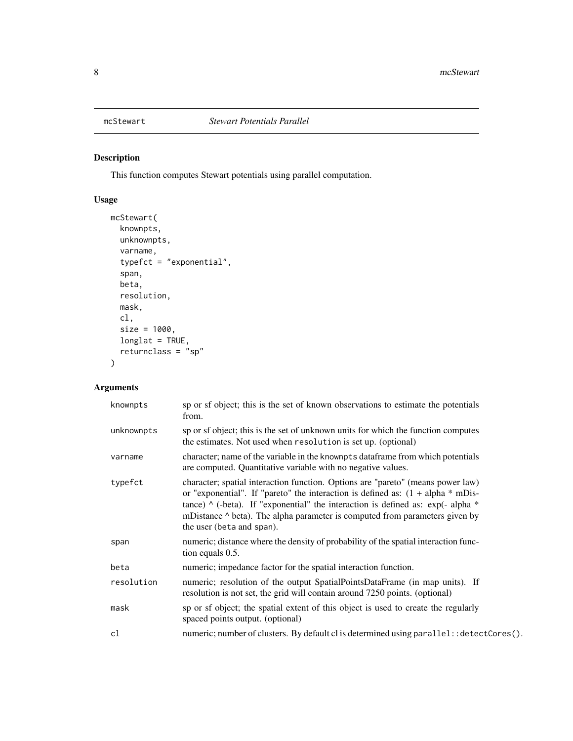## mcStewart — *Stewart Potentials Parallel*

### Description

This function computes Stewart potentials using parallel computation.

### Usage

```
mcStewart(
  knownpts,
  unknownpts,
  varname,
  typefct = "exponential",
  span,
  beta,
  resolution,
  mask,
  cl,
  size = 1000,
  longlat = TRUE,
  returnclass = "sp"
)
```

### Arguments

| | |
|---|---|
| knownpts | sp or sf object; this is the set of known observations to estimate the potentials from. |
| unknownpts | sp or sf object; this is the set of unknown units for which the function computes the estimates. Not used when `resolution` is set up. (optional) |
| varname | character; name of the variable in the `knownpts` dataframe from which potentials are computed. Quantitative variable with no negative values. |
| typefct | character; spatial interaction function. Options are "pareto" (means power law) or "exponential". If "pareto" the interaction is defined as: (1 + alpha * mDistance) ^ (-beta). If "exponential" the interaction is defined as: exp(- alpha * mDistance ^ beta). The alpha parameter is computed from parameters given by the user (`beta` and `span`). |
| span | numeric; distance where the density of probability of the spatial interaction function equals 0.5. |
| beta | numeric; impedance factor for the spatial interaction function. |
| resolution | numeric; resolution of the output SpatialPointsDataFrame (in map units). If resolution is not set, the grid will contain around 7250 points. (optional) |
| mask | sp or sf object; the spatial extent of this object is used to create the regularly spaced points output. (optional) |
| cl | numeric; number of clusters. By default cl is determined using `parallel::detectCores()`. |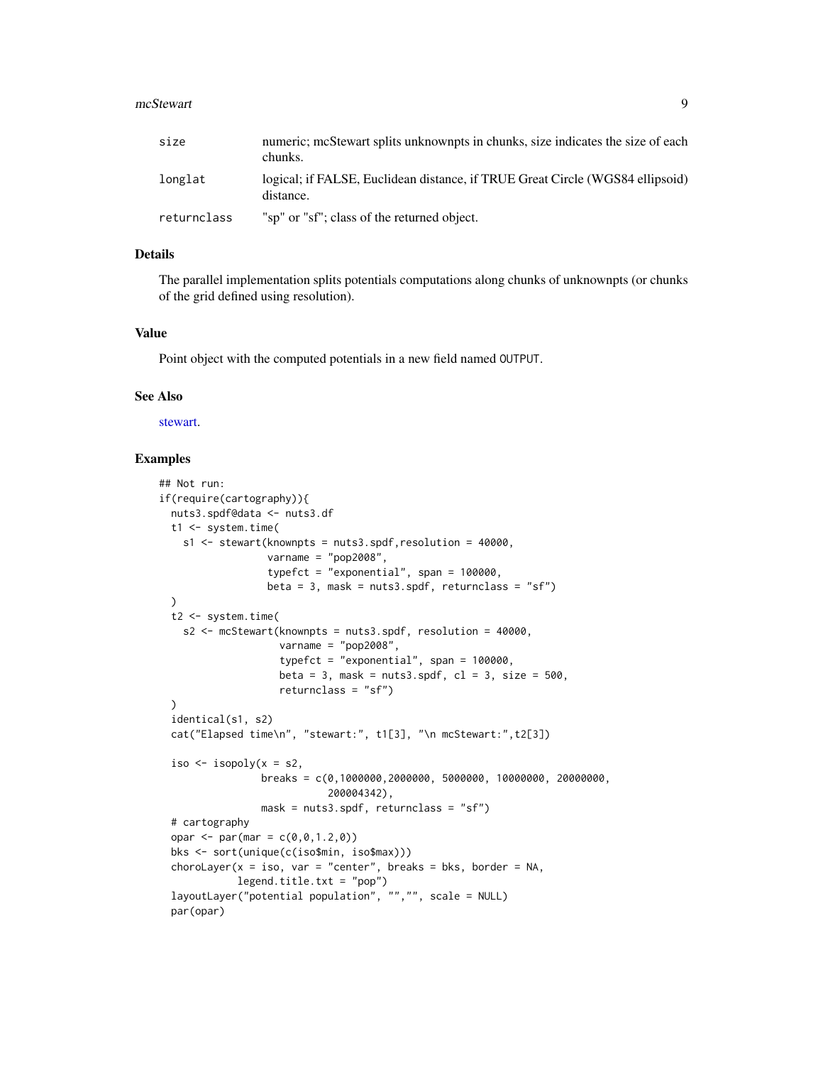| | |
|---|---|
| size | numeric; mcStewart splits unknownpts in chunks, size indicates the size of each chunks. |
| longlat | logical; if FALSE, Euclidean distance, if TRUE Great Circle (WGS84 ellipsoid) distance. |
| returnclass | "sp" or "sf"; class of the returned object. |

### Details

The parallel implementation splits potentials computations along chunks of unknownpts (or chunks of the grid defined using resolution).

### Value

Point object with the computed potentials in a new field named OUTPUT.

### See Also

stewart.

### Examples

```
## Not run:
if(require(cartography)){
  nuts3.spdf@data <- nuts3.df
  t1 <- system.time(
    s1 <- stewart(knownpts = nuts3.spdf,resolution = 40000,
                  varname = "pop2008",
                  typefct = "exponential", span = 100000,
                  beta = 3, mask = nuts3.spdf, returnclass = "sf")
  )
  t2 <- system.time(
    s2 <- mcStewart(knownpts = nuts3.spdf, resolution = 40000,
                    varname = "pop2008",
                    typefct = "exponential", span = 100000,
                    beta = 3, mask = nuts3.spdf, cl = 3, size = 500,
                    returnclass = "sf")
  )
  identical(s1, s2)
  cat("Elapsed time\n", "stewart:", t1[3], "\n mcStewart:",t2[3])

  iso <- isopoly(x = s2,
                 breaks = c(0,1000000,2000000, 5000000, 10000000, 20000000,
                            200004342),
                 mask = nuts3.spdf, returnclass = "sf")
  # cartography
  opar <- par(mar = c(0,0,1.2,0))
  bks <- sort(unique(c(iso$min, iso$max)))
  choroLayer(x = iso, var = "center", breaks = bks, border = NA,
             legend.title.txt = "pop")
  layoutLayer("potential population", "","", scale = NULL)
  par(opar)
```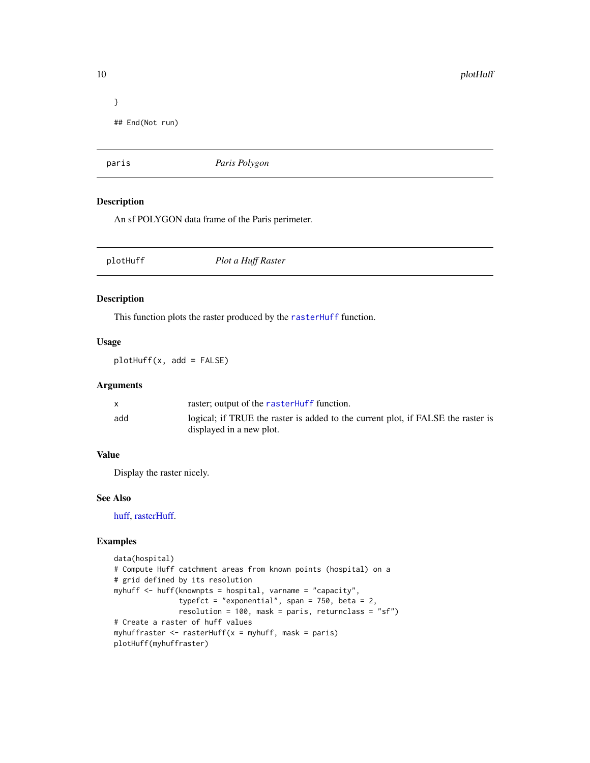```
}

## End(Not run)
```

## paris — *Paris Polygon*

### Description

An sf POLYGON data frame of the Paris perimeter.

## plotHuff — *Plot a Huff Raster*

### Description

This function plots the raster produced by the `rasterHuff` function.

### Usage

```
plotHuff(x, add = FALSE)
```

### Arguments

| | |
|---|---|
| `x` | raster; output of the `rasterHuff` function. |
| `add` | logical; if TRUE the raster is added to the current plot, if FALSE the raster is displayed in a new plot. |

### Value

Display the raster nicely.

### See Also

huff, rasterHuff.

### Examples

```
data(hospital)
# Compute Huff catchment areas from known points (hospital) on a
# grid defined by its resolution
myhuff <- huff(knownpts = hospital, varname = "capacity",
               typefct = "exponential", span = 750, beta = 2,
               resolution = 100, mask = paris, returnclass = "sf")
# Create a raster of huff values
myhuffraster <- rasterHuff(x = myhuff, mask = paris)
plotHuff(myhuffraster)
```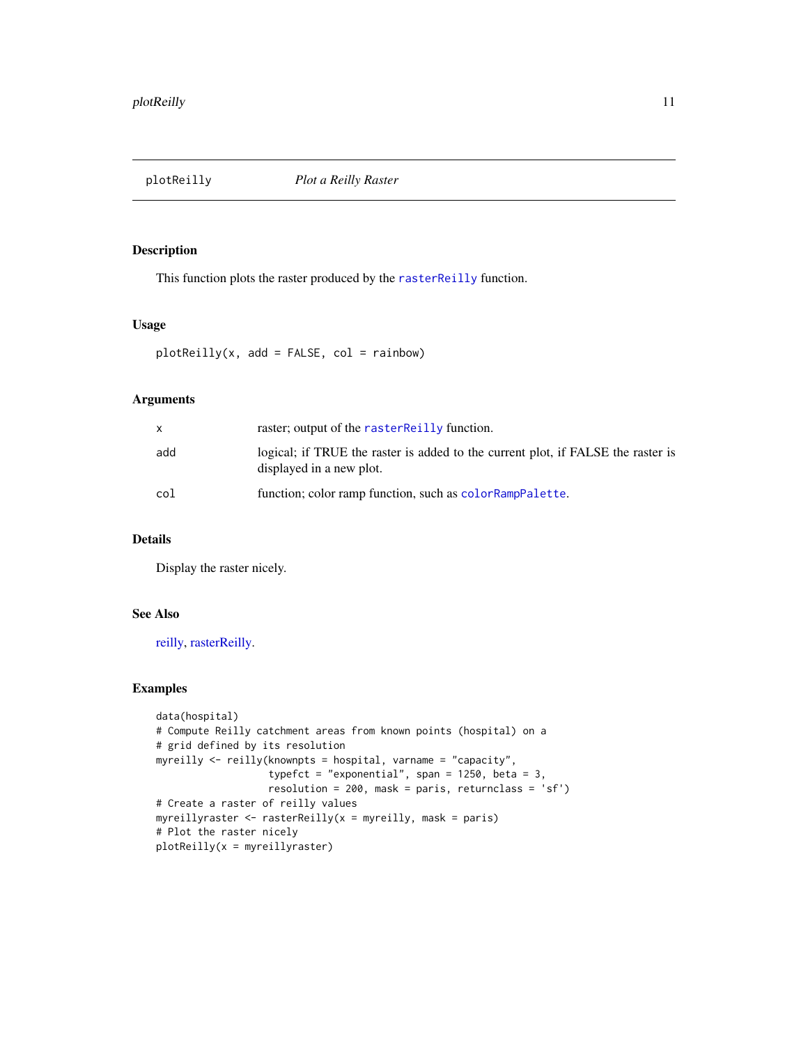## plotReilly *Plot a Reilly Raster*

### Description

This function plots the raster produced by the `rasterReilly` function.

### Usage

```
plotReilly(x, add = FALSE, col = rainbow)
```

### Arguments

| | |
|---|---|
| `x` | raster; output of the `rasterReilly` function. |
| `add` | logical; if TRUE the raster is added to the current plot, if FALSE the raster is displayed in a new plot. |
| `col` | function; color ramp function, such as `colorRampPalette`. |

### Details

Display the raster nicely.

### See Also

reilly, rasterReilly.

### Examples

```
data(hospital)
# Compute Reilly catchment areas from known points (hospital) on a
# grid defined by its resolution
myreilly <- reilly(knownpts = hospital, varname = "capacity",
                   typefct = "exponential", span = 1250, beta = 3,
                   resolution = 200, mask = paris, returnclass = 'sf')
# Create a raster of reilly values
myreillyraster <- rasterReilly(x = myreilly, mask = paris)
# Plot the raster nicely
plotReilly(x = myreillyraster)
```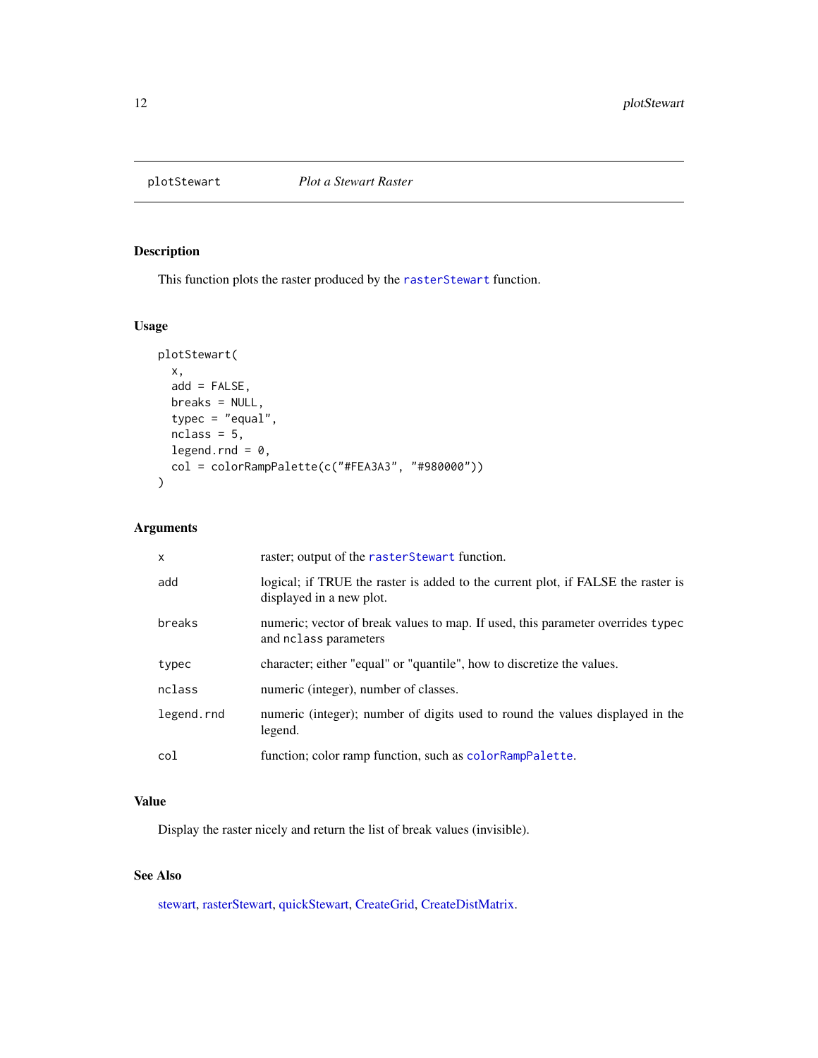# plotStewart — *Plot a Stewart Raster*

## Description

This function plots the raster produced by the `rasterStewart` function.

## Usage

```
plotStewart(
  x,
  add = FALSE,
  breaks = NULL,
  typec = "equal",
  nclass = 5,
  legend.rnd = 0,
  col = colorRampPalette(c("#FEA3A3", "#980000"))
)
```

## Arguments

| Argument | Description |
| --- | --- |
| `x` | raster; output of the `rasterStewart` function. |
| `add` | logical; if TRUE the raster is added to the current plot, if FALSE the raster is displayed in a new plot. |
| `breaks` | numeric; vector of break values to map. If used, this parameter overrides `typec` and `nclass` parameters |
| `typec` | character; either "equal" or "quantile", how to discretize the values. |
| `nclass` | numeric (integer), number of classes. |
| `legend.rnd` | numeric (integer); number of digits used to round the values displayed in the legend. |
| `col` | function; color ramp function, such as `colorRampPalette`. |

## Value

Display the raster nicely and return the list of break values (invisible).

## See Also

stewart, rasterStewart, quickStewart, CreateGrid, CreateDistMatrix.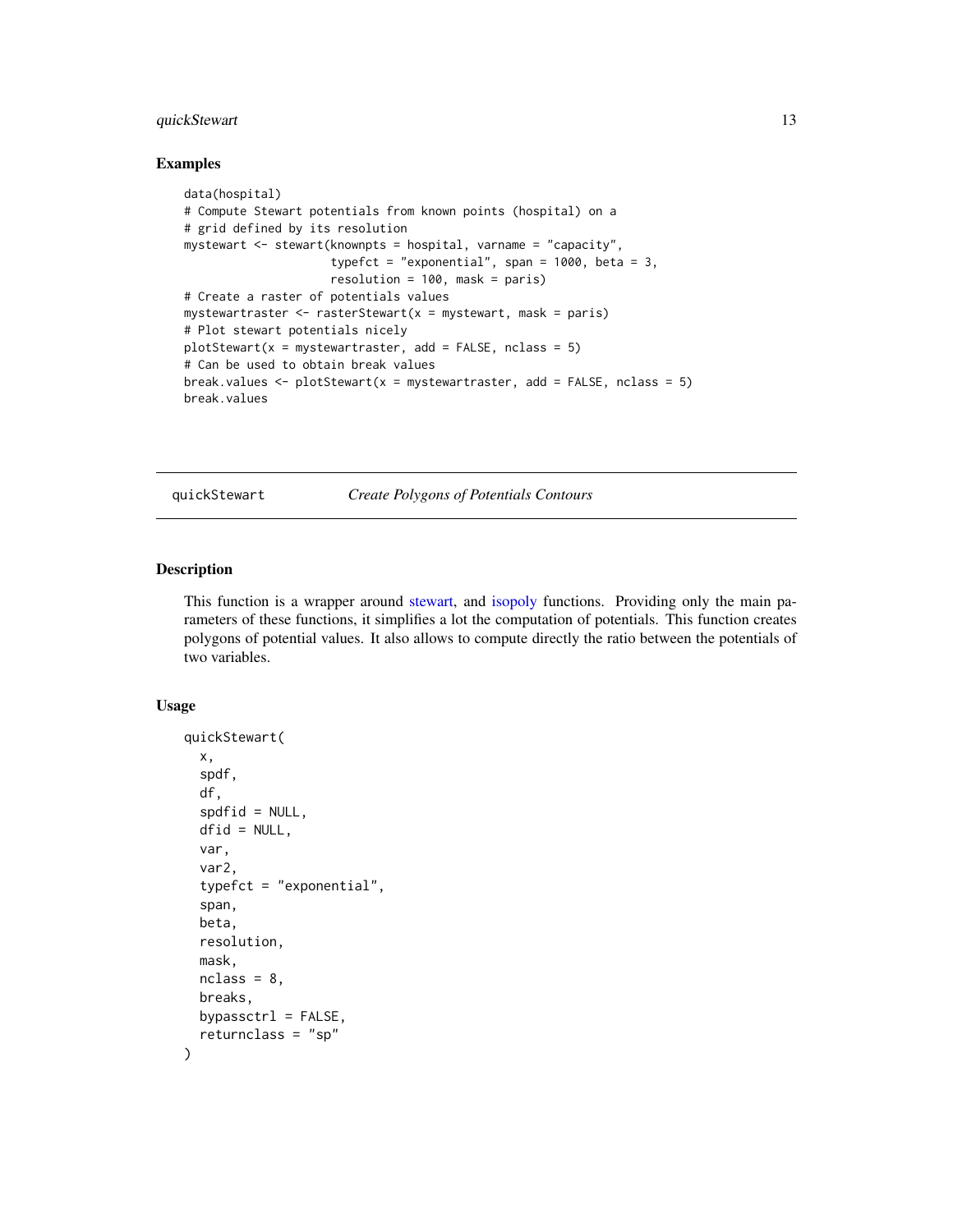## Examples

```
data(hospital)
# Compute Stewart potentials from known points (hospital) on a
# grid defined by its resolution
mystewart <- stewart(knownpts = hospital, varname = "capacity",
                     typefct = "exponential", span = 1000, beta = 3,
                     resolution = 100, mask = paris)
# Create a raster of potentials values
mystewartraster <- rasterStewart(x = mystewart, mask = paris)
# Plot stewart potentials nicely
plotStewart(x = mystewartraster, add = FALSE, nclass = 5)
# Can be used to obtain break values
break.values <- plotStewart(x = mystewartraster, add = FALSE, nclass = 5)
break.values
```

---

# quickStewart *Create Polygons of Potentials Contours*

---

## Description

This function is a wrapper around stewart, and isopoly functions. Providing only the main parameters of these functions, it simplifies a lot the computation of potentials. This function creates polygons of potential values. It also allows to compute directly the ratio between the potentials of two variables.

## Usage

```
quickStewart(
  x,
  spdf,
  df,
  spdfid = NULL,
  dfid = NULL,
  var,
  var2,
  typefct = "exponential",
  span,
  beta,
  resolution,
  mask,
  nclass = 8,
  breaks,
  bypassctrl = FALSE,
  returnclass = "sp"
)
```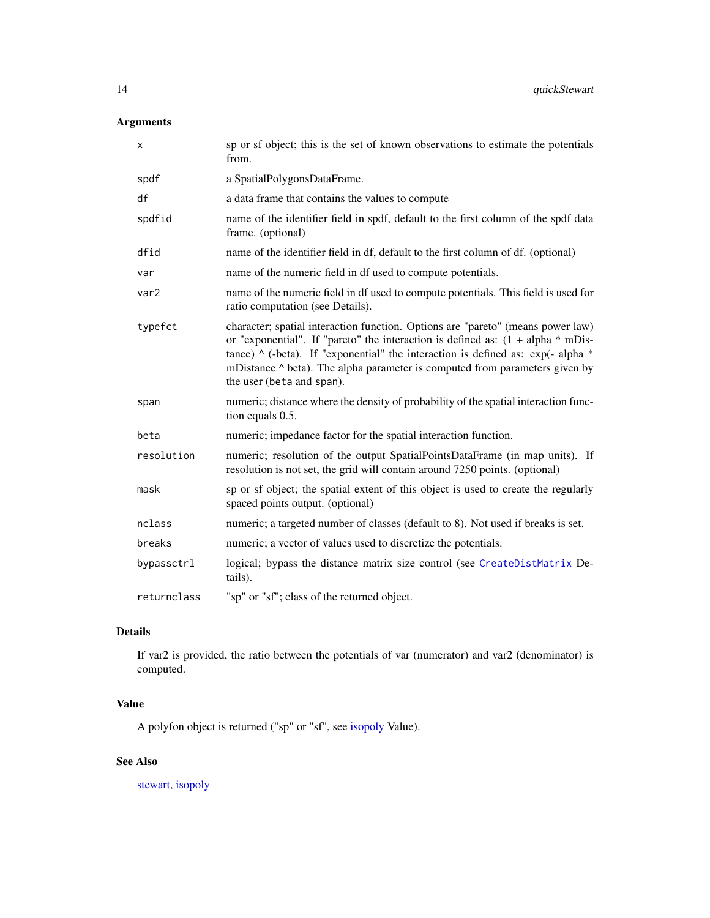## Arguments

| | |
|---|---|
| `x` | sp or sf object; this is the set of known observations to estimate the potentials from. |
| `spdf` | a SpatialPolygonsDataFrame. |
| `df` | a data frame that contains the values to compute |
| `spdfid` | name of the identifier field in spdf, default to the first column of the spdf data frame. (optional) |
| `dfid` | name of the identifier field in df, default to the first column of df. (optional) |
| `var` | name of the numeric field in df used to compute potentials. |
| `var2` | name of the numeric field in df used to compute potentials. This field is used for ratio computation (see Details). |
| `typefct` | character; spatial interaction function. Options are "pareto" (means power law) or "exponential". If "pareto" the interaction is defined as: (1 + alpha * mDistance) ^ (-beta). If "exponential" the interaction is defined as: exp(- alpha * mDistance ^ beta). The alpha parameter is computed from parameters given by the user (`beta` and `span`). |
| `span` | numeric; distance where the density of probability of the spatial interaction function equals 0.5. |
| `beta` | numeric; impedance factor for the spatial interaction function. |
| `resolution` | numeric; resolution of the output SpatialPointsDataFrame (in map units). If resolution is not set, the grid will contain around 7250 points. (optional) |
| `mask` | sp or sf object; the spatial extent of this object is used to create the regularly spaced points output. (optional) |
| `nclass` | numeric; a targeted number of classes (default to 8). Not used if breaks is set. |
| `breaks` | numeric; a vector of values used to discretize the potentials. |
| `bypassctrl` | logical; bypass the distance matrix size control (see `CreateDistMatrix` Details). |
| `returnclass` | "sp" or "sf"; class of the returned object. |

## Details

If var2 is provided, the ratio between the potentials of var (numerator) and var2 (denominator) is computed.

## Value

A polyfon object is returned ("sp" or "sf", see isopoly Value).

## See Also

stewart, isopoly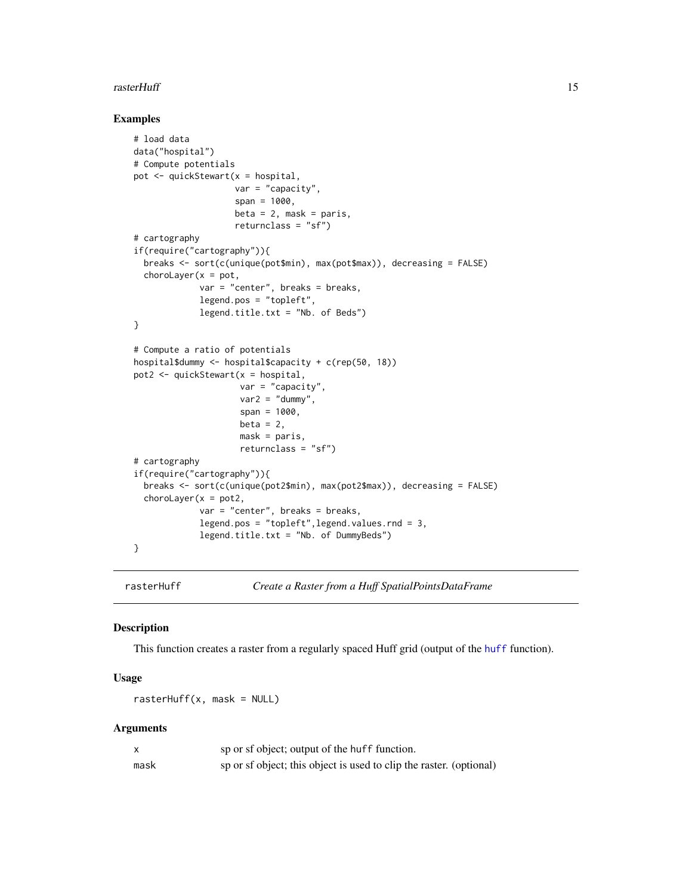## Examples

```
# load data
data("hospital")
# Compute potentials
pot <- quickStewart(x = hospital,
                    var = "capacity",
                    span = 1000,
                    beta = 2, mask = paris,
                    returnclass = "sf")
# cartography
if(require("cartography")){
  breaks <- sort(c(unique(pot$min), max(pot$max)), decreasing = FALSE)
  choroLayer(x = pot,
             var = "center", breaks = breaks,
             legend.pos = "topleft",
             legend.title.txt = "Nb. of Beds")
}

# Compute a ratio of potentials
hospital$dummy <- hospital$capacity + c(rep(50, 18))
pot2 <- quickStewart(x = hospital,
                     var = "capacity",
                     var2 = "dummy",
                     span = 1000,
                     beta = 2,
                     mask = paris,
                     returnclass = "sf")
# cartography
if(require("cartography")){
  breaks <- sort(c(unique(pot2$min), max(pot2$max)), decreasing = FALSE)
  choroLayer(x = pot2,
             var = "center", breaks = breaks,
             legend.pos = "topleft",legend.values.rnd = 3,
             legend.title.txt = "Nb. of DummyBeds")
}
```

---

# rasterHuff — *Create a Raster from a Huff SpatialPointsDataFrame*

## Description

This function creates a raster from a regularly spaced Huff grid (output of the huff function).

## Usage

```
rasterHuff(x, mask = NULL)
```

## Arguments

| | |
|---|---|
| x | sp or sf object; output of the huff function. |
| mask | sp or sf object; this object is used to clip the raster. (optional) |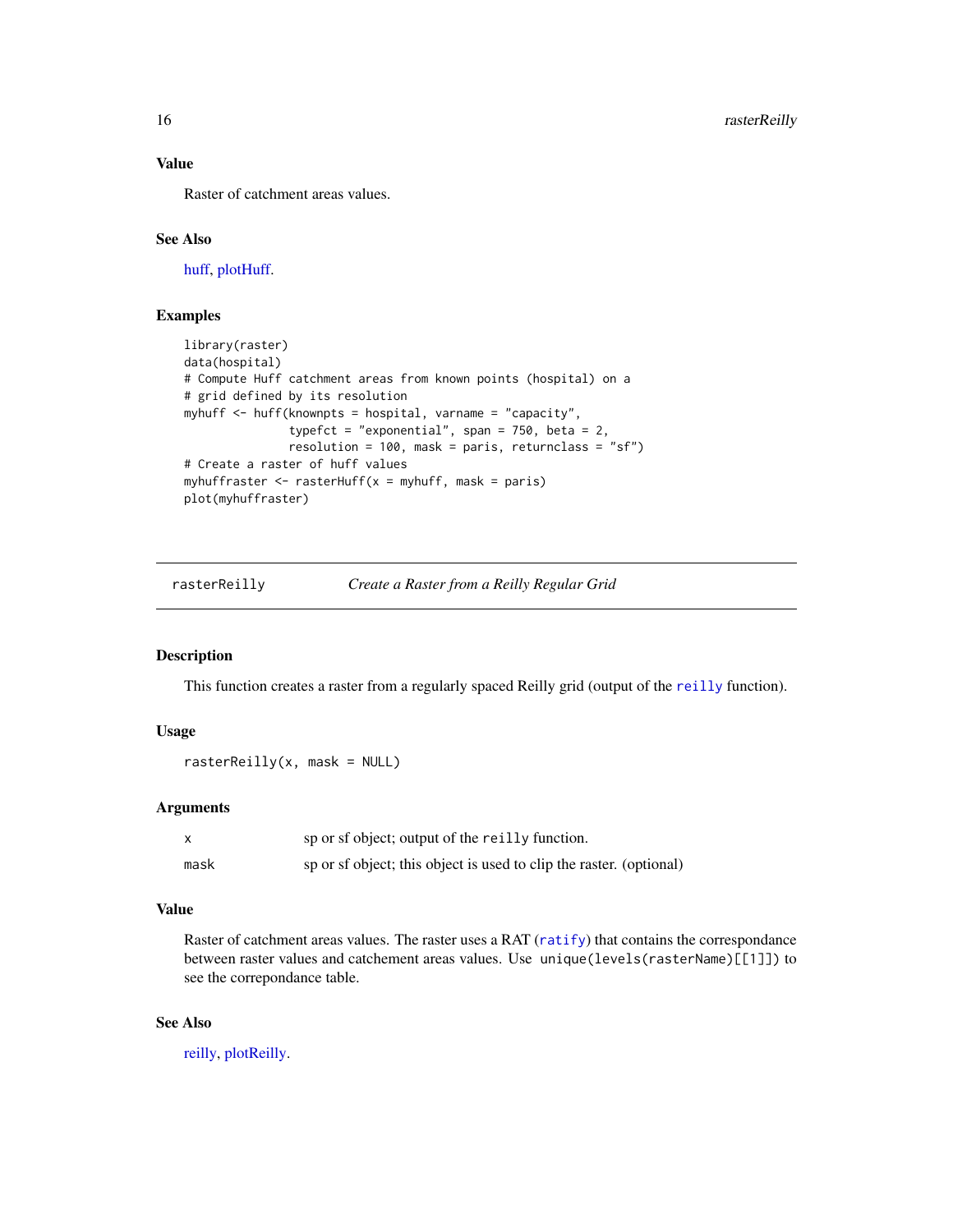### Value

Raster of catchment areas values.

### See Also

huff, plotHuff.

### Examples

```
library(raster)
data(hospital)
# Compute Huff catchment areas from known points (hospital) on a
# grid defined by its resolution
myhuff <- huff(knownpts = hospital, varname = "capacity",
               typefct = "exponential", span = 750, beta = 2,
               resolution = 100, mask = paris, returnclass = "sf")
# Create a raster of huff values
myhuffraster <- rasterHuff(x = myhuff, mask = paris)
plot(myhuffraster)
```

---

## rasterReilly *Create a Raster from a Reilly Regular Grid*

---

### Description

This function creates a raster from a regularly spaced Reilly grid (output of the reilly function).

### Usage

```
rasterReilly(x, mask = NULL)
```

### Arguments

| | |
|---|---|
| x | sp or sf object; output of the reilly function. |
| mask | sp or sf object; this object is used to clip the raster. (optional) |

### Value

Raster of catchment areas values. The raster uses a RAT (ratify) that contains the correspondance between raster values and catchement areas values. Use `unique(levels(rasterName)[[1]])` to see the correpondance table.

### See Also

reilly, plotReilly.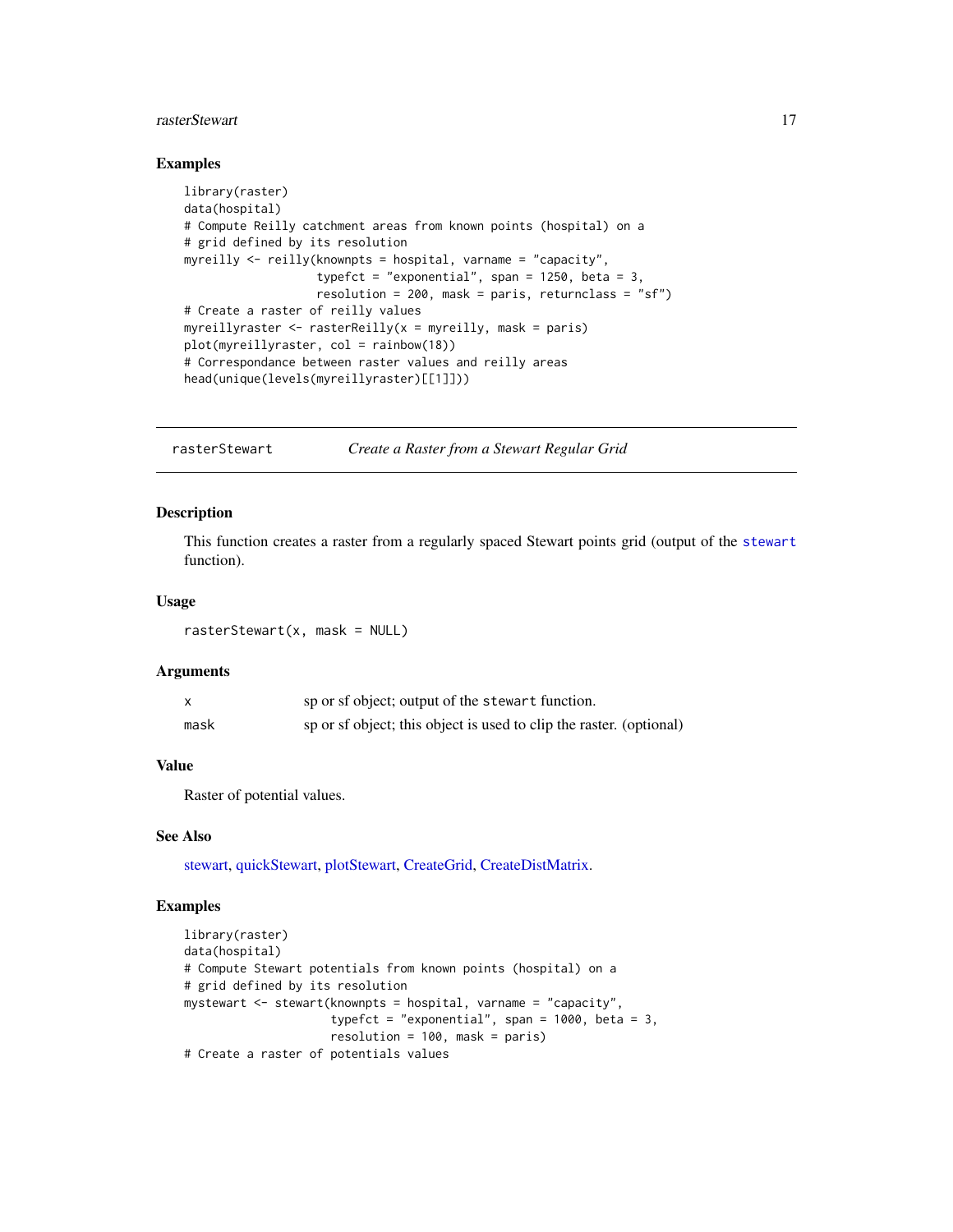### Examples

```
library(raster)
data(hospital)
# Compute Reilly catchment areas from known points (hospital) on a
# grid defined by its resolution
myreilly <- reilly(knownpts = hospital, varname = "capacity",
                   typefct = "exponential", span = 1250, beta = 3,
                   resolution = 200, mask = paris, returnclass = "sf")
# Create a raster of reilly values
myreillyraster <- rasterReilly(x = myreilly, mask = paris)
plot(myreillyraster, col = rainbow(18))
# Correspondance between raster values and reilly areas
head(unique(levels(myreillyraster)[[1]]))
```

---

## rasterStewart — *Create a Raster from a Stewart Regular Grid*

### Description

This function creates a raster from a regularly spaced Stewart points grid (output of the `stewart` function).

### Usage

```
rasterStewart(x, mask = NULL)
```

### Arguments

| | |
|---|---|
| `x` | sp or sf object; output of the `stewart` function. |
| `mask` | sp or sf object; this object is used to clip the raster. (optional) |

### Value

Raster of potential values.

### See Also

stewart, quickStewart, plotStewart, CreateGrid, CreateDistMatrix.

### Examples

```
library(raster)
data(hospital)
# Compute Stewart potentials from known points (hospital) on a
# grid defined by its resolution
mystewart <- stewart(knownpts = hospital, varname = "capacity",
                     typefct = "exponential", span = 1000, beta = 3,
                     resolution = 100, mask = paris)
# Create a raster of potentials values
```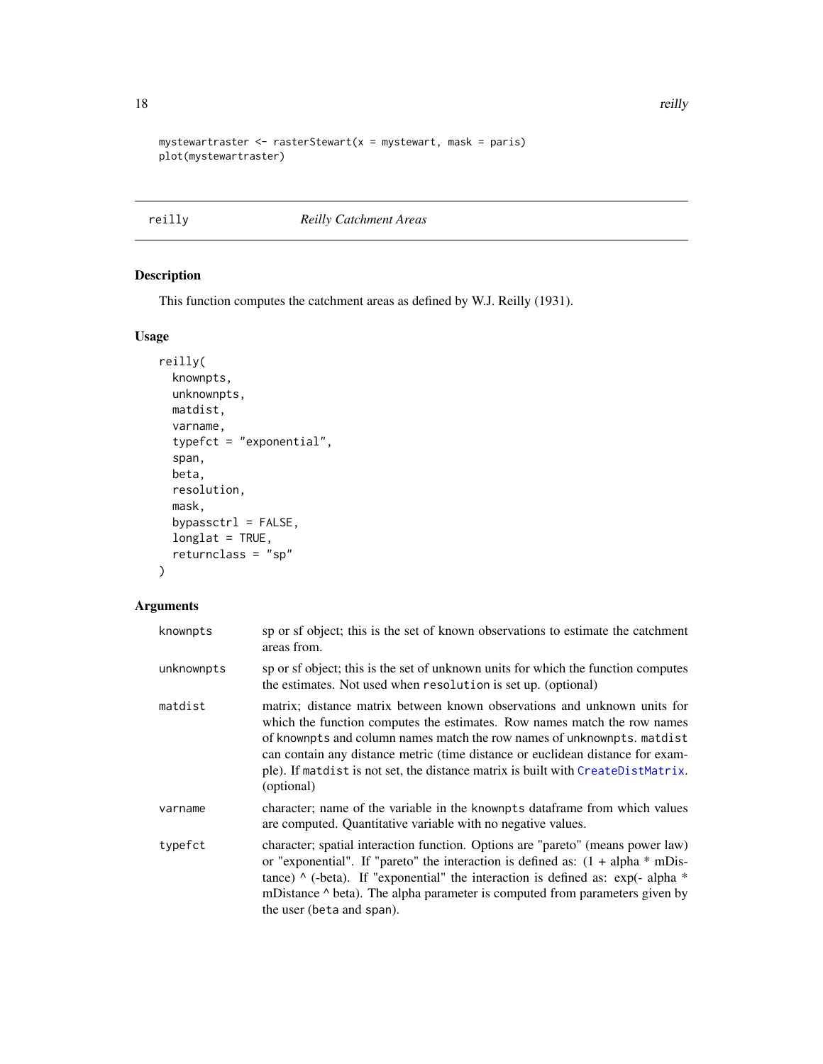```
mystewartraster <- rasterStewart(x = mystewart, mask = paris)
plot(mystewartraster)
```

---

## reilly — *Reilly Catchment Areas*

---

### Description

This function computes the catchment areas as defined by W.J. Reilly (1931).

### Usage

```
reilly(
  knownpts,
  unknownpts,
  matdist,
  varname,
  typefct = "exponential",
  span,
  beta,
  resolution,
  mask,
  bypassctrl = FALSE,
  longlat = TRUE,
  returnclass = "sp"
)
```

### Arguments

| Argument | Description |
| --- | --- |
| `knownpts` | sp or sf object; this is the set of known observations to estimate the catchment areas from. |
| `unknownpts` | sp or sf object; this is the set of unknown units for which the function computes the estimates. Not used when `resolution` is set up. (optional) |
| `matdist` | matrix; distance matrix between known observations and unknown units for which the function computes the estimates. Row names match the row names of `knownpts` and column names match the row names of `unknownpts`. `matdist` can contain any distance metric (time distance or euclidean distance for example). If `matdist` is not set, the distance matrix is built with `CreateDistMatrix`. (optional) |
| `varname` | character; name of the variable in the `knownpts` dataframe from which values are computed. Quantitative variable with no negative values. |
| `typefct` | character; spatial interaction function. Options are "pareto" (means power law) or "exponential". If "pareto" the interaction is defined as: (1 + alpha * mDistance) ^ (-beta). If "exponential" the interaction is defined as: exp(- alpha * mDistance ^ beta). The alpha parameter is computed from parameters given by the user (`beta` and `span`). |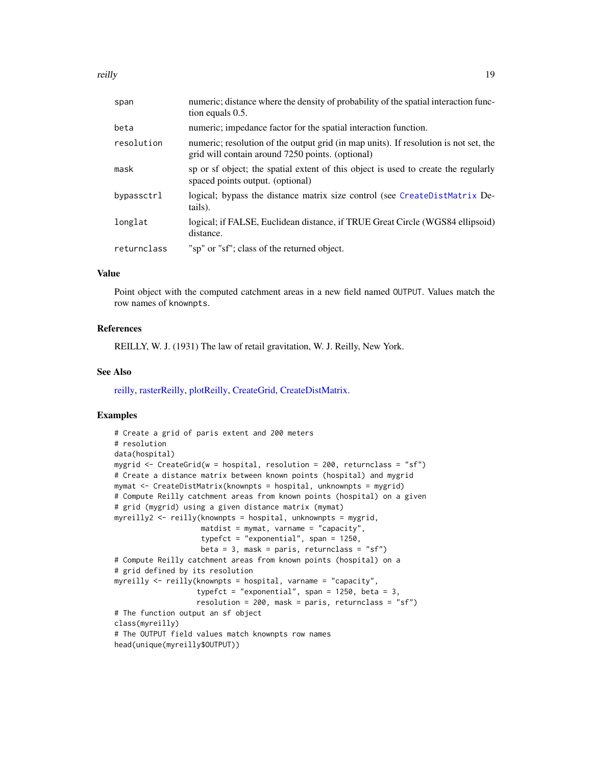| | |
|---|---|
| span | numeric; distance where the density of probability of the spatial interaction function equals 0.5. |
| beta | numeric; impedance factor for the spatial interaction function. |
| resolution | numeric; resolution of the output grid (in map units). If resolution is not set, the grid will contain around 7250 points. (optional) |
| mask | sp or sf object; the spatial extent of this object is used to create the regularly spaced points output. (optional) |
| bypassctrl | logical; bypass the distance matrix size control (see CreateDistMatrix Details). |
| longlat | logical; if FALSE, Euclidean distance, if TRUE Great Circle (WGS84 ellipsoid) distance. |
| returnclass | "sp" or "sf"; class of the returned object. |

## Value

Point object with the computed catchment areas in a new field named OUTPUT. Values match the row names of knownpts.

## References

REILLY, W. J. (1931) The law of retail gravitation, W. J. Reilly, New York.

## See Also

reilly, rasterReilly, plotReilly, CreateGrid, CreateDistMatrix.

## Examples

```
# Create a grid of paris extent and 200 meters
# resolution
data(hospital)
mygrid <- CreateGrid(w = hospital, resolution = 200, returnclass = "sf")
# Create a distance matrix between known points (hospital) and mygrid
mymat <- CreateDistMatrix(knownpts = hospital, unknownpts = mygrid)
# Compute Reilly catchment areas from known points (hospital) on a given
# grid (mygrid) using a given distance matrix (mymat)
myreilly2 <- reilly(knownpts = hospital, unknownpts = mygrid,
                    matdist = mymat, varname = "capacity",
                    typefct = "exponential", span = 1250,
                    beta = 3, mask = paris, returnclass = "sf")
# Compute Reilly catchment areas from known points (hospital) on a
# grid defined by its resolution
myreilly <- reilly(knownpts = hospital, varname = "capacity",
                   typefct = "exponential", span = 1250, beta = 3,
                   resolution = 200, mask = paris, returnclass = "sf")
# The function output an sf object
class(myreilly)
# The OUTPUT field values match knownpts row names
head(unique(myreilly$OUTPUT))
```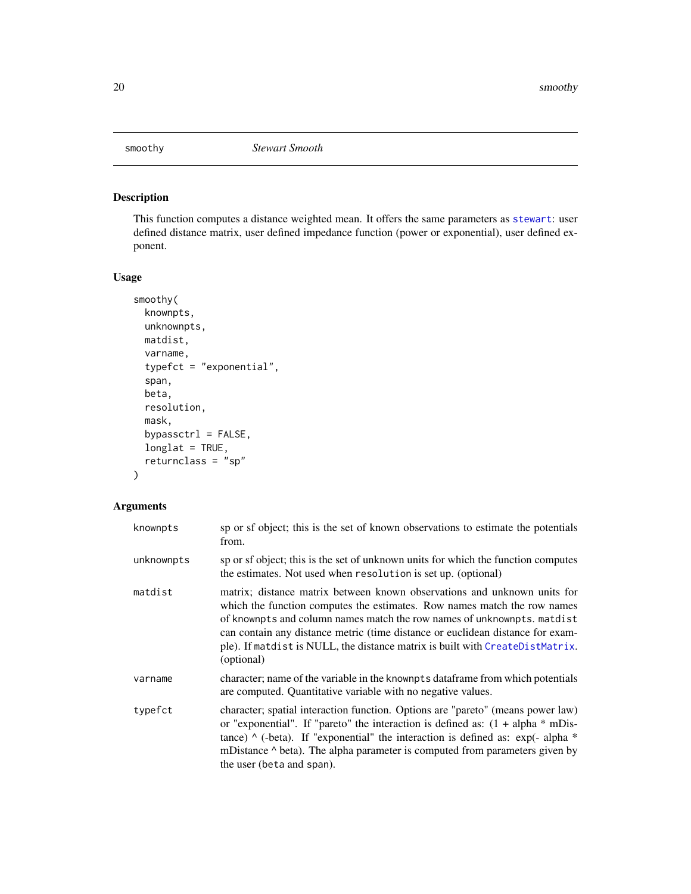# smoothy — *Stewart Smooth*

## Description

This function computes a distance weighted mean. It offers the same parameters as `stewart`: user defined distance matrix, user defined impedance function (power or exponential), user defined exponent.

## Usage

```
smoothy(
  knownpts,
  unknownpts,
  matdist,
  varname,
  typefct = "exponential",
  span,
  beta,
  resolution,
  mask,
  bypassctrl = FALSE,
  longlat = TRUE,
  returnclass = "sp"
)
```

## Arguments

| | |
|---|---|
| `knownpts` | sp or sf object; this is the set of known observations to estimate the potentials from. |
| `unknownpts` | sp or sf object; this is the set of unknown units for which the function computes the estimates. Not used when `resolution` is set up. (optional) |
| `matdist` | matrix; distance matrix between known observations and unknown units for which the function computes the estimates. Row names match the row names of `knownpts` and column names match the row names of `unknownpts`. `matdist` can contain any distance metric (time distance or euclidean distance for example). If `matdist` is NULL, the distance matrix is built with `CreateDistMatrix`. (optional) |
| `varname` | character; name of the variable in the `knownpts` dataframe from which potentials are computed. Quantitative variable with no negative values. |
| `typefct` | character; spatial interaction function. Options are "pareto" (means power law) or "exponential". If "pareto" the interaction is defined as: (1 + alpha * mDistance) ^ (-beta). If "exponential" the interaction is defined as: exp(- alpha * mDistance ^ beta). The alpha parameter is computed from parameters given by the user (`beta` and `span`). |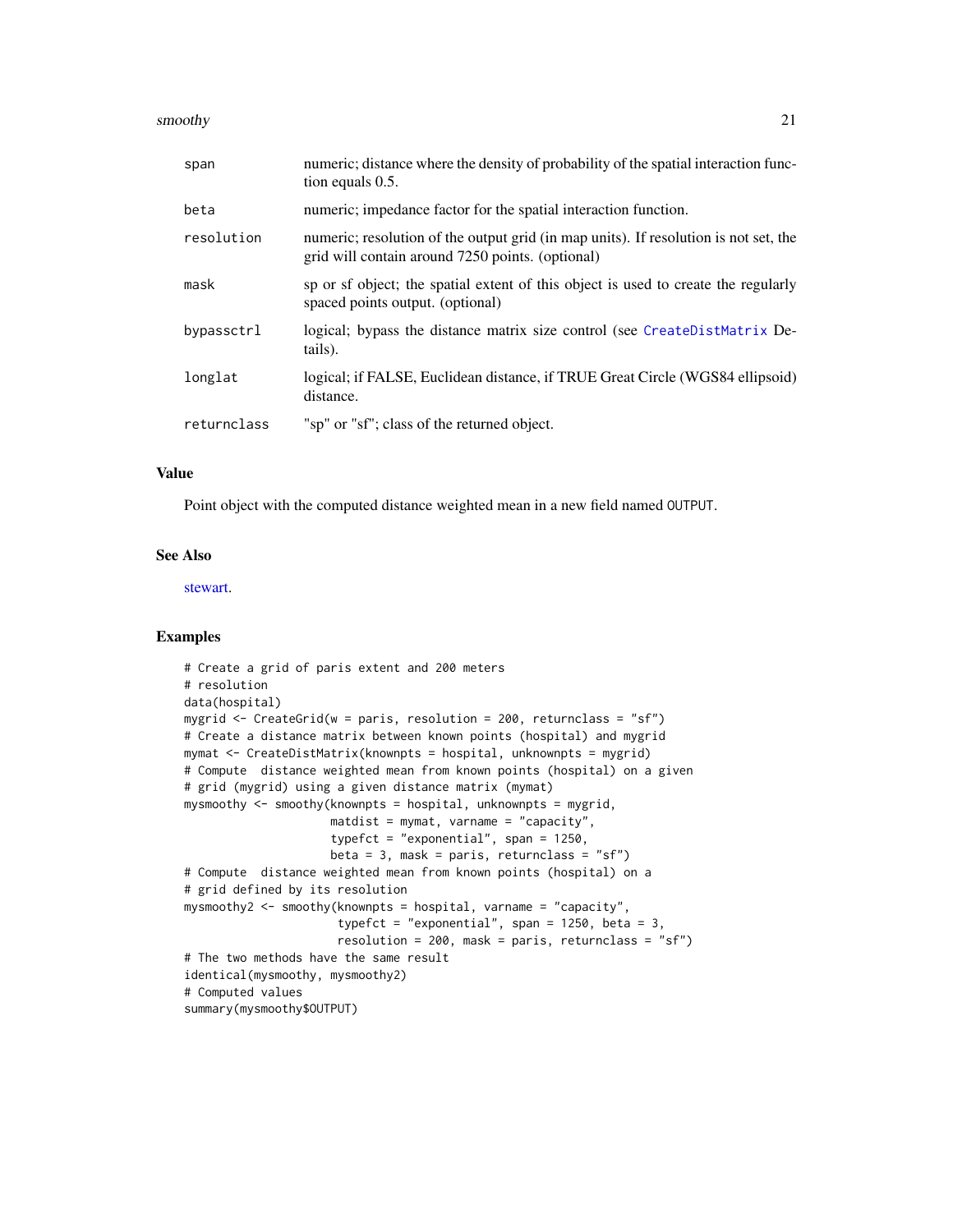| | |
|---|---|
| span | numeric; distance where the density of probability of the spatial interaction function equals 0.5. |
| beta | numeric; impedance factor for the spatial interaction function. |
| resolution | numeric; resolution of the output grid (in map units). If resolution is not set, the grid will contain around 7250 points. (optional) |
| mask | sp or sf object; the spatial extent of this object is used to create the regularly spaced points output. (optional) |
| bypassctrl | logical; bypass the distance matrix size control (see CreateDistMatrix Details). |
| longlat | logical; if FALSE, Euclidean distance, if TRUE Great Circle (WGS84 ellipsoid) distance. |
| returnclass | "sp" or "sf"; class of the returned object. |

## Value

Point object with the computed distance weighted mean in a new field named OUTPUT.

## See Also

stewart.

## Examples

```
# Create a grid of paris extent and 200 meters
# resolution
data(hospital)
mygrid <- CreateGrid(w = paris, resolution = 200, returnclass = "sf")
# Create a distance matrix between known points (hospital) and mygrid
mymat <- CreateDistMatrix(knownpts = hospital, unknownpts = mygrid)
# Compute  distance weighted mean from known points (hospital) on a given
# grid (mygrid) using a given distance matrix (mymat)
mysmoothy <- smoothy(knownpts = hospital, unknownpts = mygrid,
                     matdist = mymat, varname = "capacity",
                     typefct = "exponential", span = 1250,
                     beta = 3, mask = paris, returnclass = "sf")
# Compute  distance weighted mean from known points (hospital) on a
# grid defined by its resolution
mysmoothy2 <- smoothy(knownpts = hospital, varname = "capacity",
                      typefct = "exponential", span = 1250, beta = 3,
                      resolution = 200, mask = paris, returnclass = "sf")
# The two methods have the same result
identical(mysmoothy, mysmoothy2)
# Computed values
summary(mysmoothy$OUTPUT)
```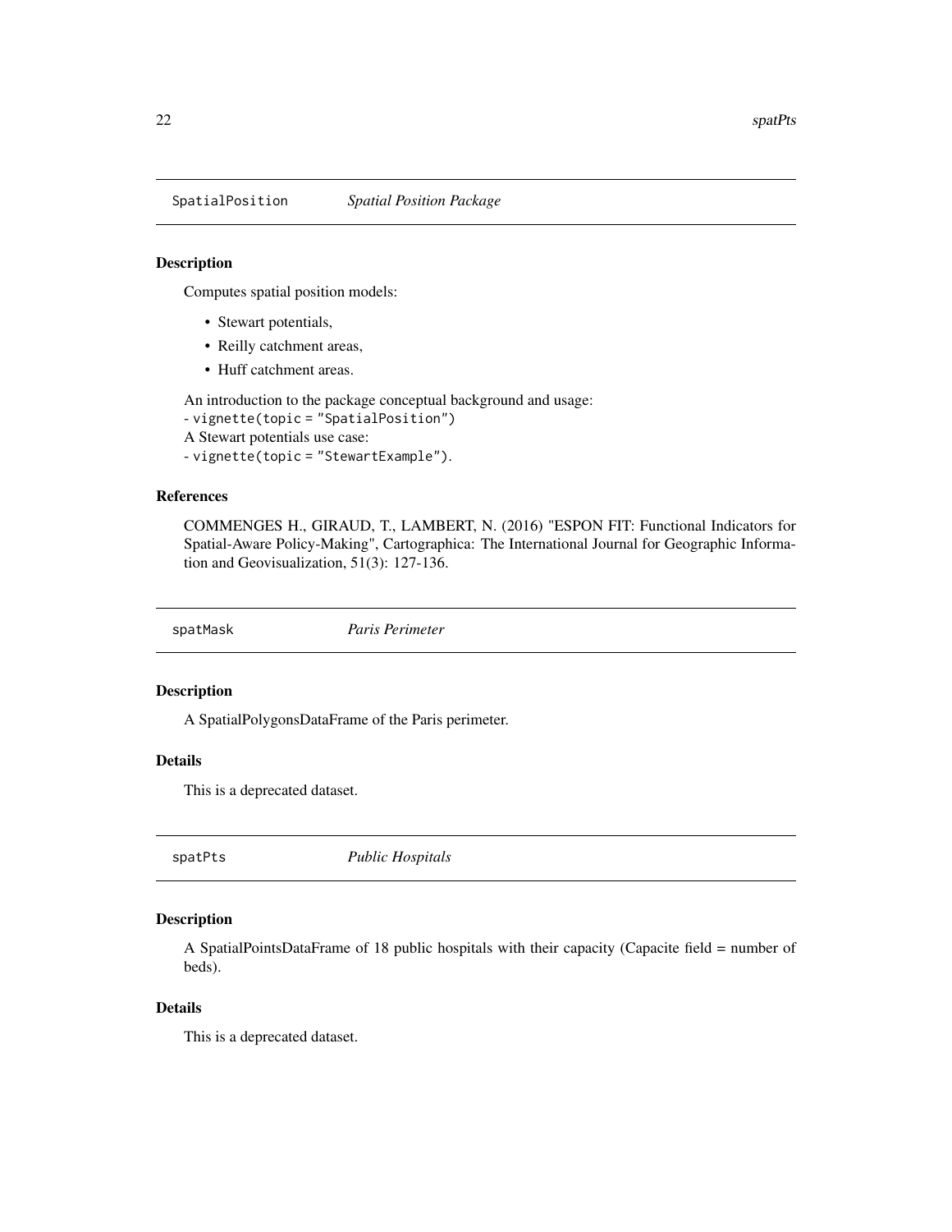## SpatialPosition *Spatial Position Package*

### Description

Computes spatial position models:

- Stewart potentials,
- Reilly catchment areas,
- Huff catchment areas.

An introduction to the package conceptual background and usage:
- `vignette(topic = "SpatialPosition")`
A Stewart potentials use case:
- `vignette(topic = "StewartExample")`.

### References

COMMENGES H., GIRAUD, T., LAMBERT, N. (2016) "ESPON FIT: Functional Indicators for Spatial-Aware Policy-Making", Cartographica: The International Journal for Geographic Information and Geovisualization, 51(3): 127-136.

## spatMask *Paris Perimeter*

### Description

A SpatialPolygonsDataFrame of the Paris perimeter.

### Details

This is a deprecated dataset.

## spatPts *Public Hospitals*

### Description

A SpatialPointsDataFrame of 18 public hospitals with their capacity (Capacite field = number of beds).

### Details

This is a deprecated dataset.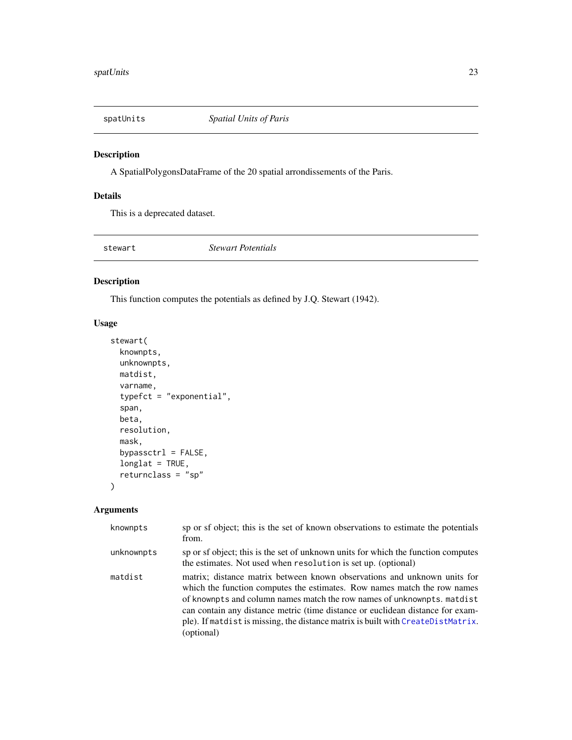## spatUnits — *Spatial Units of Paris*

### Description

A SpatialPolygonsDataFrame of the 20 spatial arrondissements of the Paris.

### Details

This is a deprecated dataset.

## stewart — *Stewart Potentials*

### Description

This function computes the potentials as defined by J.Q. Stewart (1942).

### Usage

```
stewart(
  knownpts,
  unknownpts,
  matdist,
  varname,
  typefct = "exponential",
  span,
  beta,
  resolution,
  mask,
  bypassctrl = FALSE,
  longlat = TRUE,
  returnclass = "sp"
)
```

### Arguments

| | |
|---|---|
| `knownpts` | sp or sf object; this is the set of known observations to estimate the potentials from. |
| `unknownpts` | sp or sf object; this is the set of unknown units for which the function computes the estimates. Not used when `resolution` is set up. (optional) |
| `matdist` | matrix; distance matrix between known observations and unknown units for which the function computes the estimates. Row names match the row names of `knownpts` and column names match the row names of `unknownpts`. `matdist` can contain any distance metric (time distance or euclidean distance for example). If `matdist` is missing, the distance matrix is built with `CreateDistMatrix`. (optional) |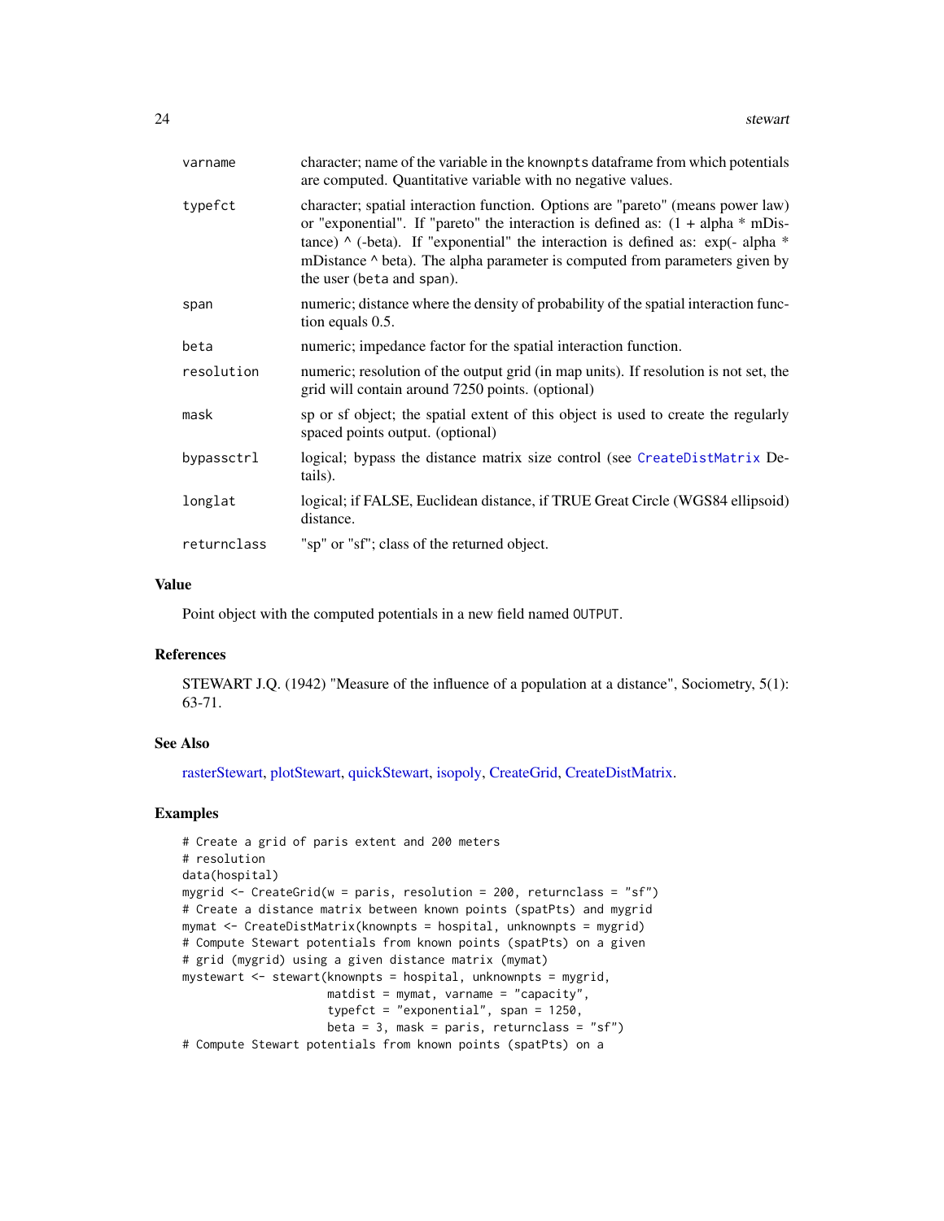| | |
|---|---|
| varname | character; name of the variable in the knownpts dataframe from which potentials are computed. Quantitative variable with no negative values. |
| typefct | character; spatial interaction function. Options are "pareto" (means power law) or "exponential". If "pareto" the interaction is defined as: (1 + alpha * mDistance) ^ (-beta). If "exponential" the interaction is defined as: exp(- alpha * mDistance ^ beta). The alpha parameter is computed from parameters given by the user (beta and span). |
| span | numeric; distance where the density of probability of the spatial interaction function equals 0.5. |
| beta | numeric; impedance factor for the spatial interaction function. |
| resolution | numeric; resolution of the output grid (in map units). If resolution is not set, the grid will contain around 7250 points. (optional) |
| mask | sp or sf object; the spatial extent of this object is used to create the regularly spaced points output. (optional) |
| bypassctrl | logical; bypass the distance matrix size control (see CreateDistMatrix Details). |
| longlat | logical; if FALSE, Euclidean distance, if TRUE Great Circle (WGS84 ellipsoid) distance. |
| returnclass | "sp" or "sf"; class of the returned object. |

## Value

Point object with the computed potentials in a new field named OUTPUT.

## References

STEWART J.Q. (1942) "Measure of the influence of a population at a distance", Sociometry, 5(1): 63-71.

## See Also

rasterStewart, plotStewart, quickStewart, isopoly, CreateGrid, CreateDistMatrix.

## Examples

```
# Create a grid of paris extent and 200 meters
# resolution
data(hospital)
mygrid <- CreateGrid(w = paris, resolution = 200, returnclass = "sf")
# Create a distance matrix between known points (spatPts) and mygrid
mymat <- CreateDistMatrix(knownpts = hospital, unknownpts = mygrid)
# Compute Stewart potentials from known points (spatPts) on a given
# grid (mygrid) using a given distance matrix (mymat)
mystewart <- stewart(knownpts = hospital, unknownpts = mygrid,
                     matdist = mymat, varname = "capacity",
                     typefct = "exponential", span = 1250,
                     beta = 3, mask = paris, returnclass = "sf")
# Compute Stewart potentials from known points (spatPts) on a
```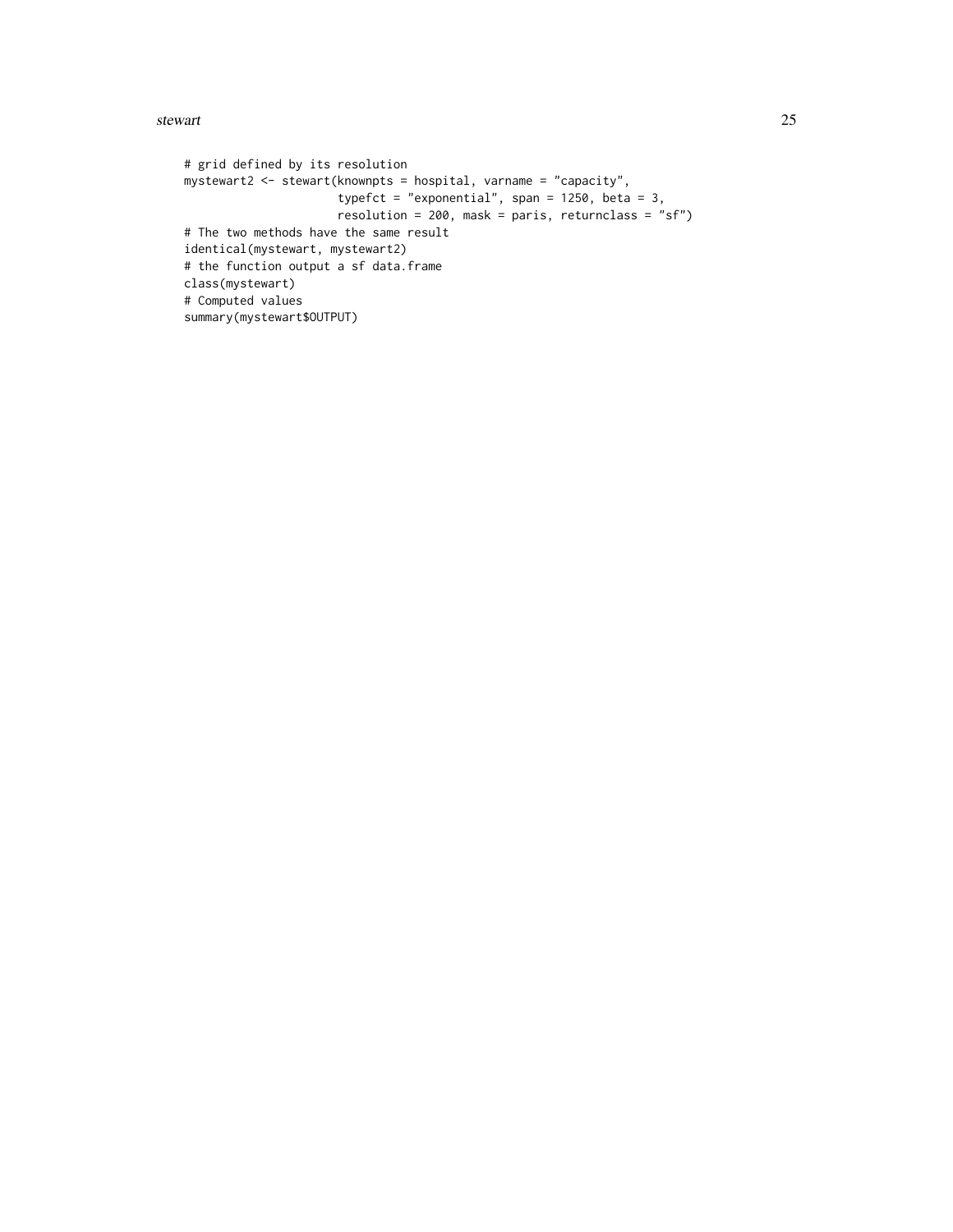```
# grid defined by its resolution
mystewart2 <- stewart(knownpts = hospital, varname = "capacity",
                      typefct = "exponential", span = 1250, beta = 3,
                      resolution = 200, mask = paris, returnclass = "sf")
# The two methods have the same result
identical(mystewart, mystewart2)
# the function output a sf data.frame
class(mystewart)
# Computed values
summary(mystewart$OUTPUT)
```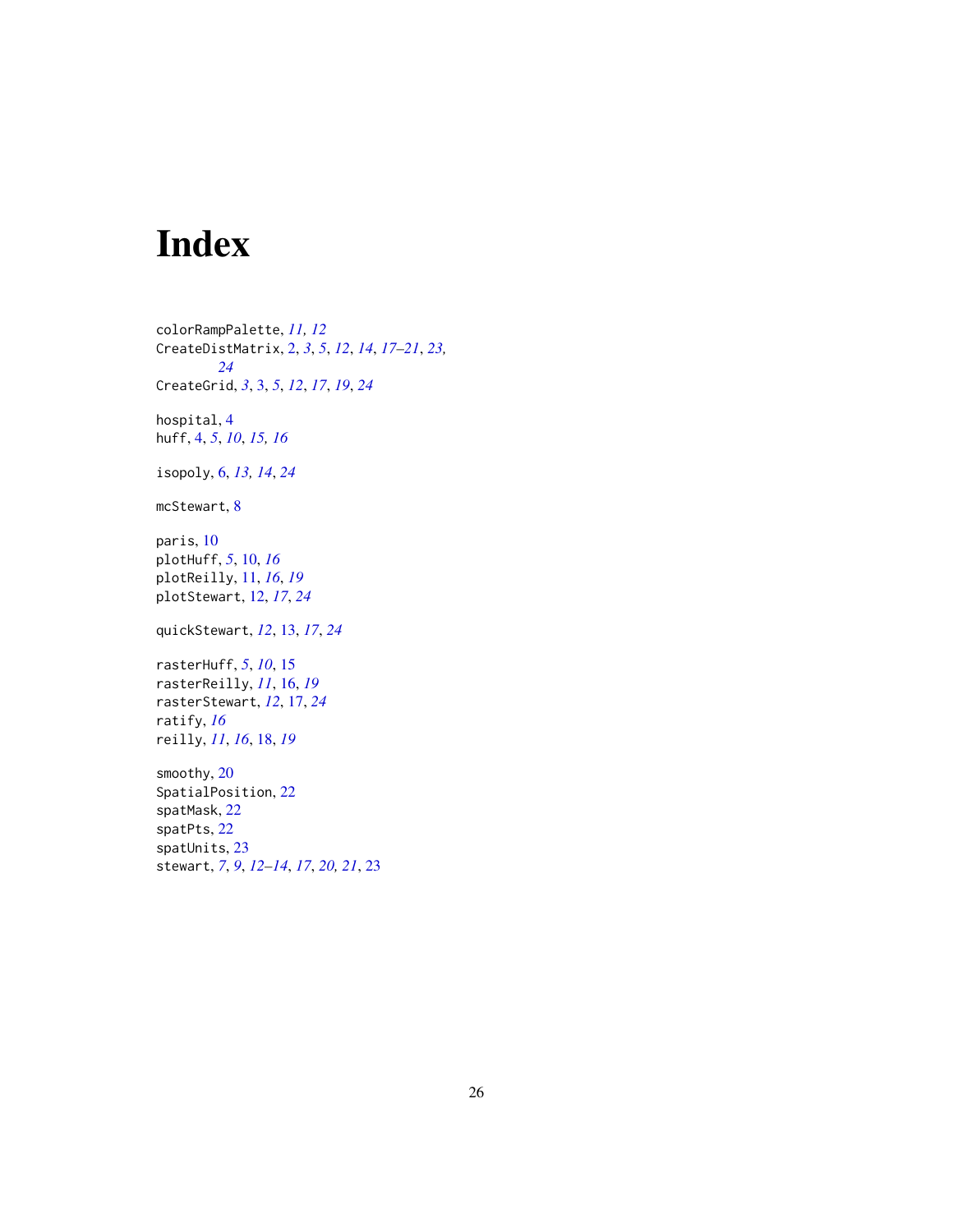# Index

colorRampPalette, *11, 12*
CreateDistMatrix, 2, *3*, *5*, *12*, *14*, *17–21*, *23, 24*
CreateGrid, *3*, 3, *5*, *12*, *17*, *19*, *24*

hospital, 4
huff, 4, *5*, *10*, *15, 16*

isopoly, 6, *13, 14*, *24*

mcStewart, 8

paris, 10
plotHuff, *5*, 10, *16*
plotReilly, 11, *16*, *19*
plotStewart, 12, *17*, *24*

quickStewart, *12*, 13, *17*, *24*

rasterHuff, *5*, *10*, 15
rasterReilly, *11*, 16, *19*
rasterStewart, *12*, 17, *24*
ratify, *16*
reilly, *11*, *16*, 18, *19*

smoothy, 20
SpatialPosition, 22
spatMask, 22
spatPts, 22
spatUnits, 23
stewart, *7*, *9*, *12–14*, *17*, *20, 21*, 23